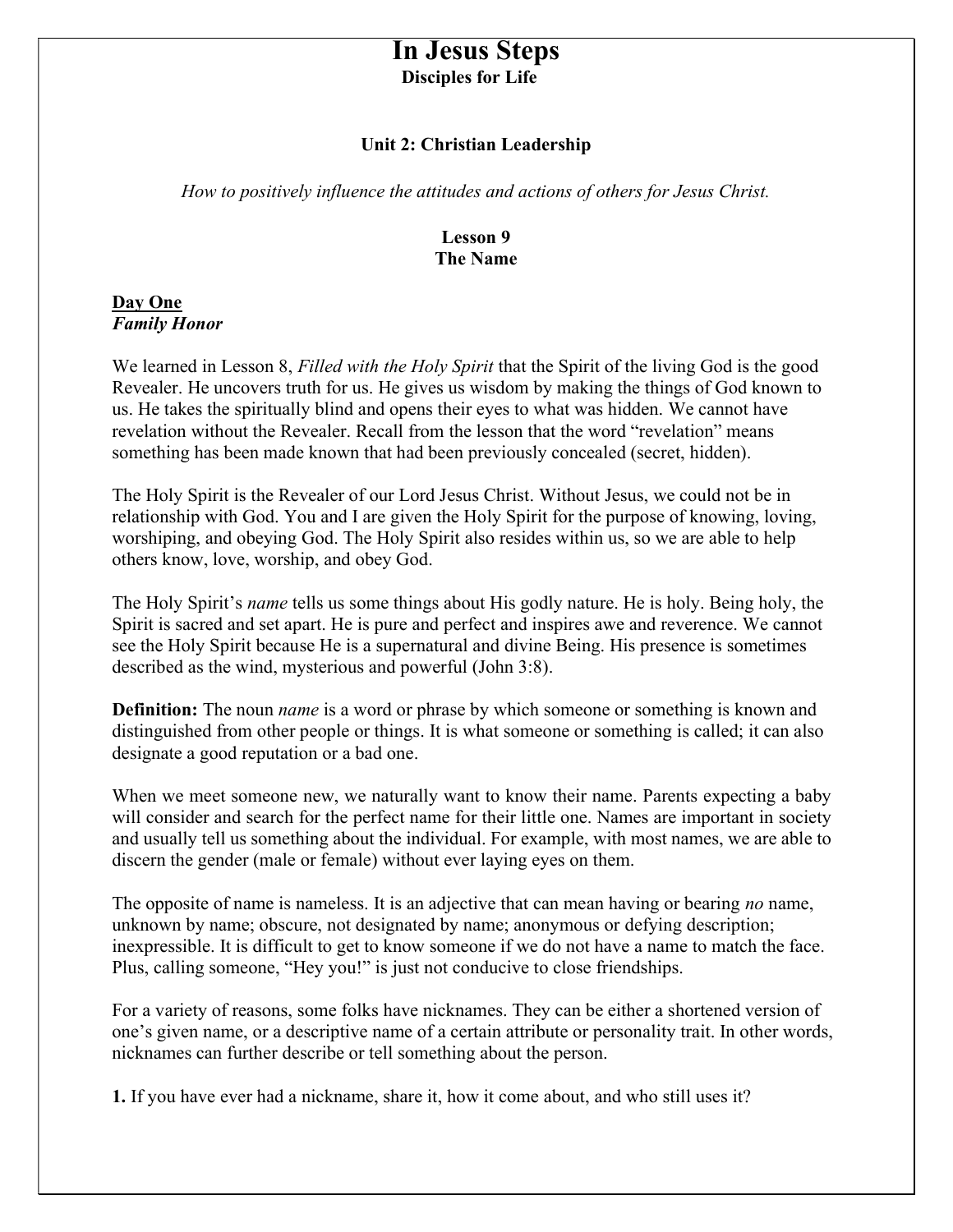# In Jesus Steps

**Disciples for Life**

**Unit 2: Christian Leadership**

*How to positively influence the attitudes and actions of others for Jesus Christ.*

**Lesson 9**
**The Name**

## Day One

***Family Honor***

We learned in Lesson 8, *Filled with the Holy Spirit* that the Spirit of the living God is the good Revealer. He uncovers truth for us. He gives us wisdom by making the things of God known to us. He takes the spiritually blind and opens their eyes to what was hidden. We cannot have revelation without the Revealer. Recall from the lesson that the word "revelation" means something has been made known that had been previously concealed (secret, hidden).

The Holy Spirit is the Revealer of our Lord Jesus Christ. Without Jesus, we could not be in relationship with God. You and I are given the Holy Spirit for the purpose of knowing, loving, worshiping, and obeying God. The Holy Spirit also resides within us, so we are able to help others know, love, worship, and obey God.

The Holy Spirit's *name* tells us some things about His godly nature. He is holy. Being holy, the Spirit is sacred and set apart. He is pure and perfect and inspires awe and reverence. We cannot see the Holy Spirit because He is a supernatural and divine Being. His presence is sometimes described as the wind, mysterious and powerful (John 3:8).

**Definition:** The noun *name* is a word or phrase by which someone or something is known and distinguished from other people or things. It is what someone or something is called; it can also designate a good reputation or a bad one.

When we meet someone new, we naturally want to know their name. Parents expecting a baby will consider and search for the perfect name for their little one. Names are important in society and usually tell us something about the individual. For example, with most names, we are able to discern the gender (male or female) without ever laying eyes on them.

The opposite of name is nameless. It is an adjective that can mean having or bearing *no* name, unknown by name; obscure, not designated by name; anonymous or defying description; inexpressible. It is difficult to get to know someone if we do not have a name to match the face. Plus, calling someone, "Hey you!" is just not conducive to close friendships.

For a variety of reasons, some folks have nicknames. They can be either a shortened version of one's given name, or a descriptive name of a certain attribute or personality trait. In other words, nicknames can further describe or tell something about the person.

**1.** If you have ever had a nickname, share it, how it come about, and who still uses it?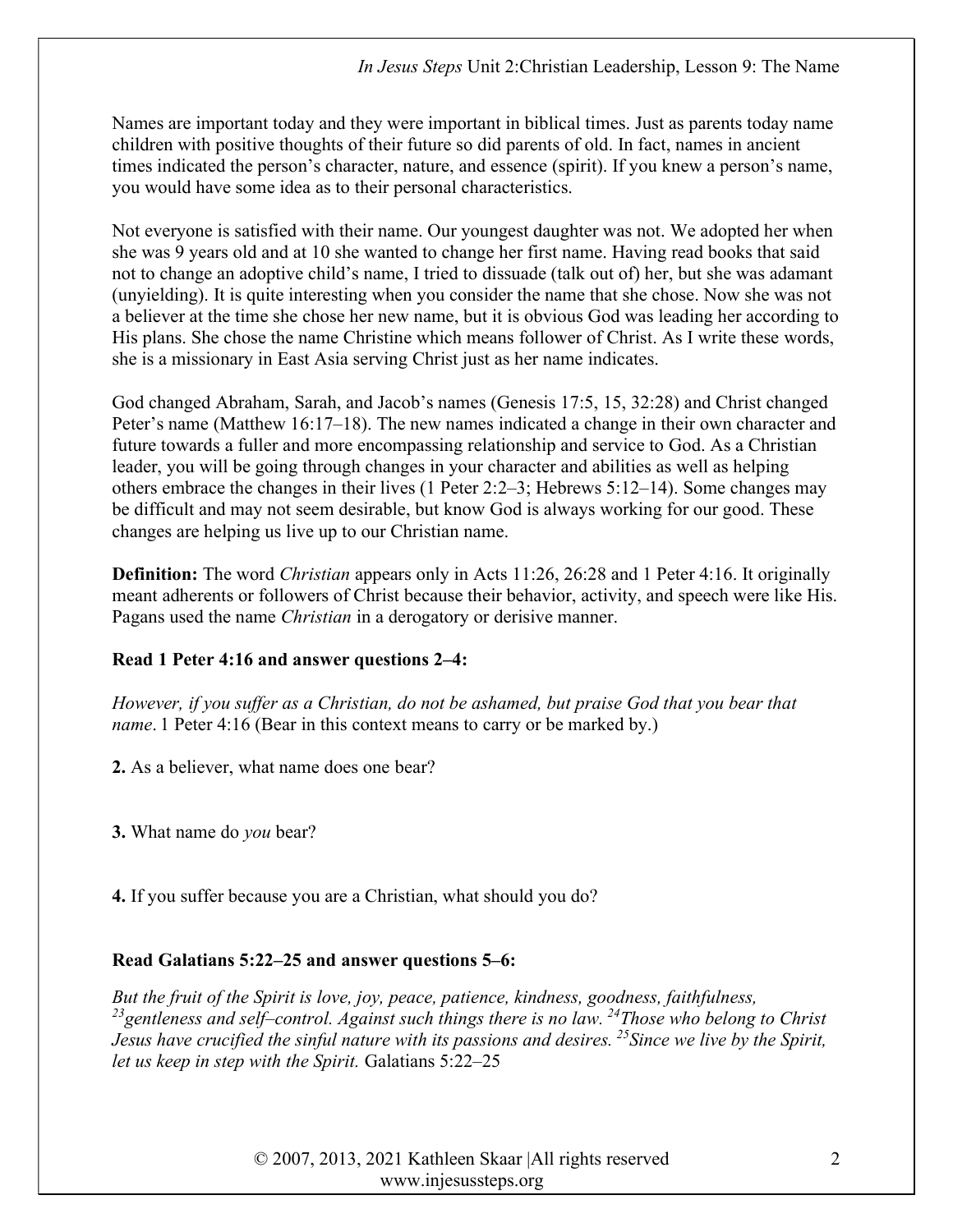Names are important today and they were important in biblical times. Just as parents today name children with positive thoughts of their future so did parents of old. In fact, names in ancient times indicated the person's character, nature, and essence (spirit). If you knew a person's name, you would have some idea as to their personal characteristics.

Not everyone is satisfied with their name. Our youngest daughter was not. We adopted her when she was 9 years old and at 10 she wanted to change her first name. Having read books that said not to change an adoptive child's name, I tried to dissuade (talk out of) her, but she was adamant (unyielding). It is quite interesting when you consider the name that she chose. Now she was not a believer at the time she chose her new name, but it is obvious God was leading her according to His plans. She chose the name Christine which means follower of Christ. As I write these words, she is a missionary in East Asia serving Christ just as her name indicates.

God changed Abraham, Sarah, and Jacob's names (Genesis 17:5, 15, 32:28) and Christ changed Peter's name (Matthew 16:17–18). The new names indicated a change in their own character and future towards a fuller and more encompassing relationship and service to God. As a Christian leader, you will be going through changes in your character and abilities as well as helping others embrace the changes in their lives (1 Peter 2:2–3; Hebrews 5:12–14). Some changes may be difficult and may not seem desirable, but know God is always working for our good. These changes are helping us live up to our Christian name.

**Definition:** The word *Christian* appears only in Acts 11:26, 26:28 and 1 Peter 4:16. It originally meant adherents or followers of Christ because their behavior, activity, and speech were like His. Pagans used the name *Christian* in a derogatory or derisive manner.

**Read 1 Peter 4:16 and answer questions 2–4:**

*However, if you suffer as a Christian, do not be ashamed, but praise God that you bear that name*. 1 Peter 4:16 (Bear in this context means to carry or be marked by.)

**2.** As a believer, what name does one bear?

**3.** What name do *you* bear?

**4.** If you suffer because you are a Christian, what should you do?

**Read Galatians 5:22–25 and answer questions 5–6:**

*But the fruit of the Spirit is love, joy, peace, patience, kindness, goodness, faithfulness, [23]gentleness and self–control. Against such things there is no law. [24]Those who belong to Christ Jesus have crucified the sinful nature with its passions and desires. [25]Since we live by the Spirit, let us keep in step with the Spirit.* Galatians 5:22–25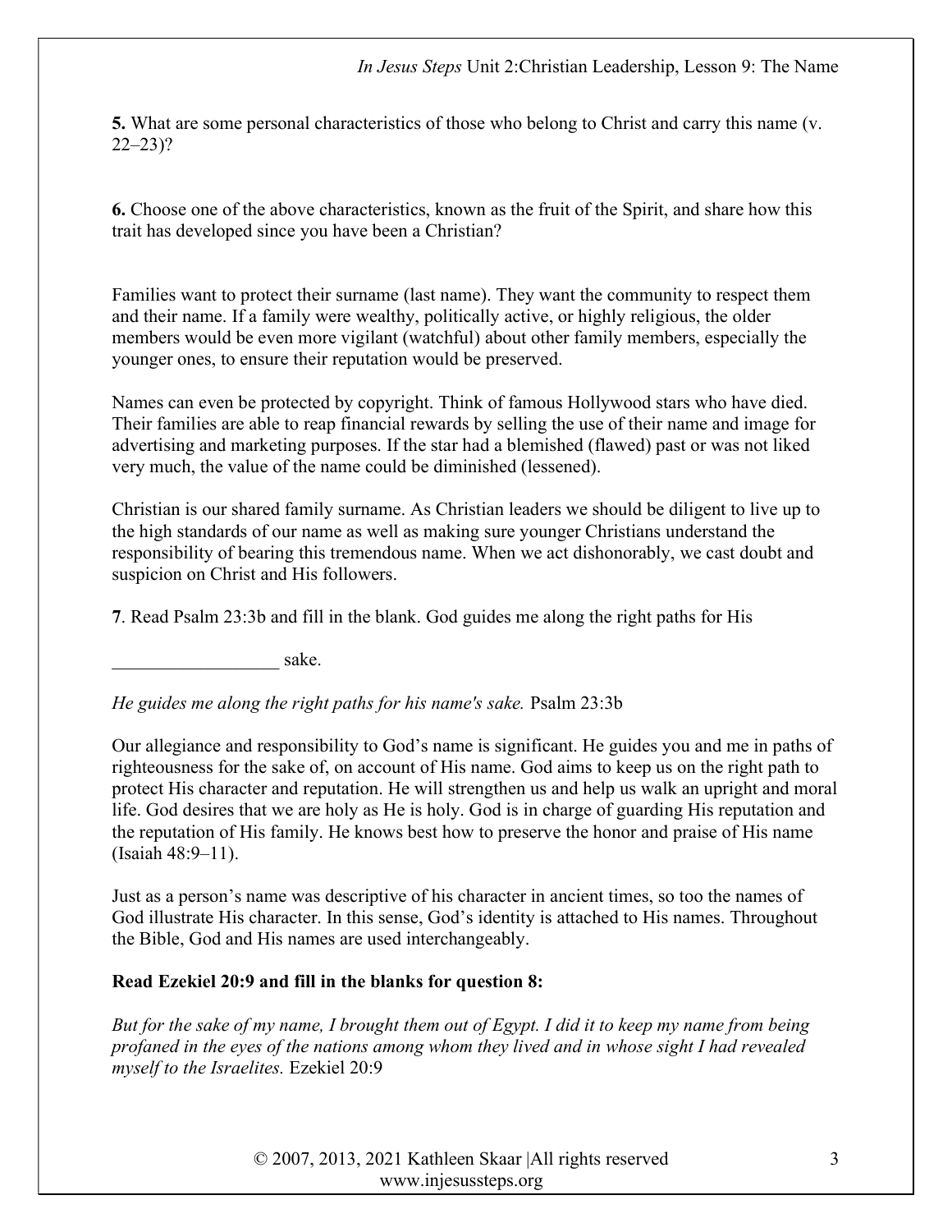**5.** What are some personal characteristics of those who belong to Christ and carry this name (v. 22–23)?

**6.** Choose one of the above characteristics, known as the fruit of the Spirit, and share how this trait has developed since you have been a Christian?

Families want to protect their surname (last name). They want the community to respect them and their name. If a family were wealthy, politically active, or highly religious, the older members would be even more vigilant (watchful) about other family members, especially the younger ones, to ensure their reputation would be preserved.

Names can even be protected by copyright. Think of famous Hollywood stars who have died. Their families are able to reap financial rewards by selling the use of their name and image for advertising and marketing purposes. If the star had a blemished (flawed) past or was not liked very much, the value of the name could be diminished (lessened).

Christian is our shared family surname. As Christian leaders we should be diligent to live up to the high standards of our name as well as making sure younger Christians understand the responsibility of bearing this tremendous name. When we act dishonorably, we cast doubt and suspicion on Christ and His followers.

**7**. Read Psalm 23:3b and fill in the blank. God guides me along the right paths for His

__________________ sake.

*He guides me along the right paths for his name's sake.* Psalm 23:3b

Our allegiance and responsibility to God's name is significant. He guides you and me in paths of righteousness for the sake of, on account of His name. God aims to keep us on the right path to protect His character and reputation. He will strengthen us and help us walk an upright and moral life. God desires that we are holy as He is holy. God is in charge of guarding His reputation and the reputation of His family. He knows best how to preserve the honor and praise of His name (Isaiah 48:9–11).

Just as a person's name was descriptive of his character in ancient times, so too the names of God illustrate His character. In this sense, God's identity is attached to His names. Throughout the Bible, God and His names are used interchangeably.

**Read Ezekiel 20:9 and fill in the blanks for question 8:**

*But for the sake of my name, I brought them out of Egypt. I did it to keep my name from being profaned in the eyes of the nations among whom they lived and in whose sight I had revealed myself to the Israelites.* Ezekiel 20:9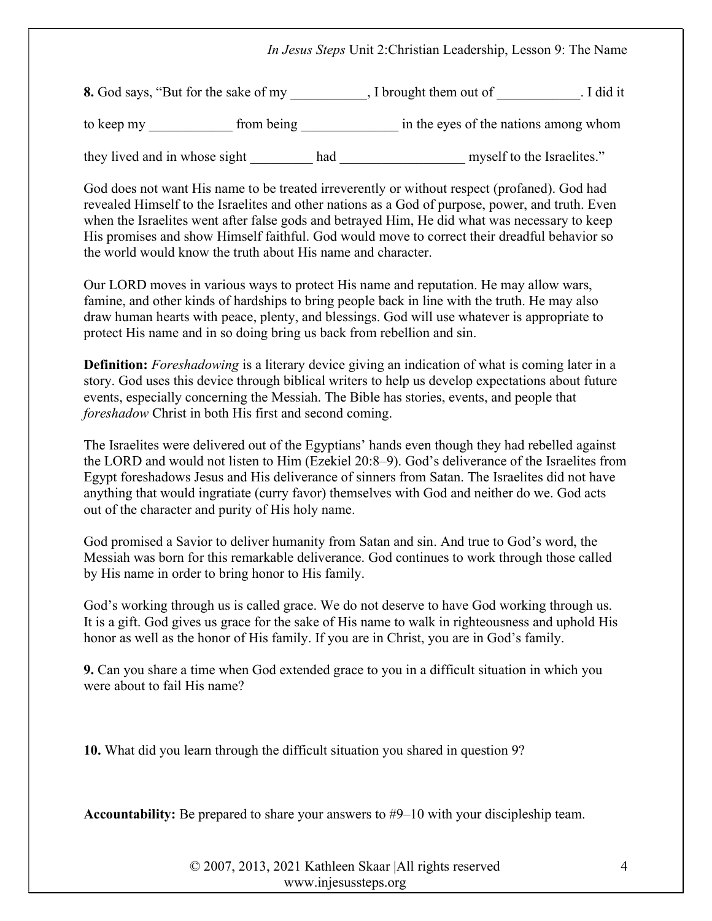**8.** God says, "But for the sake of my ___________, I brought them out of ____________. I did it to keep my ____________ from being ______________ in the eyes of the nations among whom they lived and in whose sight _________ had __________________ myself to the Israelites."

God does not want His name to be treated irreverently or without respect (profaned). God had revealed Himself to the Israelites and other nations as a God of purpose, power, and truth. Even when the Israelites went after false gods and betrayed Him, He did what was necessary to keep His promises and show Himself faithful. God would move to correct their dreadful behavior so the world would know the truth about His name and character.

Our LORD moves in various ways to protect His name and reputation. He may allow wars, famine, and other kinds of hardships to bring people back in line with the truth. He may also draw human hearts with peace, plenty, and blessings. God will use whatever is appropriate to protect His name and in so doing bring us back from rebellion and sin.

**Definition:** *Foreshadowing* is a literary device giving an indication of what is coming later in a story. God uses this device through biblical writers to help us develop expectations about future events, especially concerning the Messiah. The Bible has stories, events, and people that *foreshadow* Christ in both His first and second coming.

The Israelites were delivered out of the Egyptians' hands even though they had rebelled against the LORD and would not listen to Him (Ezekiel 20:8–9). God's deliverance of the Israelites from Egypt foreshadows Jesus and His deliverance of sinners from Satan. The Israelites did not have anything that would ingratiate (curry favor) themselves with God and neither do we. God acts out of the character and purity of His holy name.

God promised a Savior to deliver humanity from Satan and sin. And true to God's word, the Messiah was born for this remarkable deliverance. God continues to work through those called by His name in order to bring honor to His family.

God's working through us is called grace. We do not deserve to have God working through us. It is a gift. God gives us grace for the sake of His name to walk in righteousness and uphold His honor as well as the honor of His family. If you are in Christ, you are in God's family.

**9.** Can you share a time when God extended grace to you in a difficult situation in which you were about to fail His name?

**10.** What did you learn through the difficult situation you shared in question 9?

**Accountability:** Be prepared to share your answers to #9–10 with your discipleship team.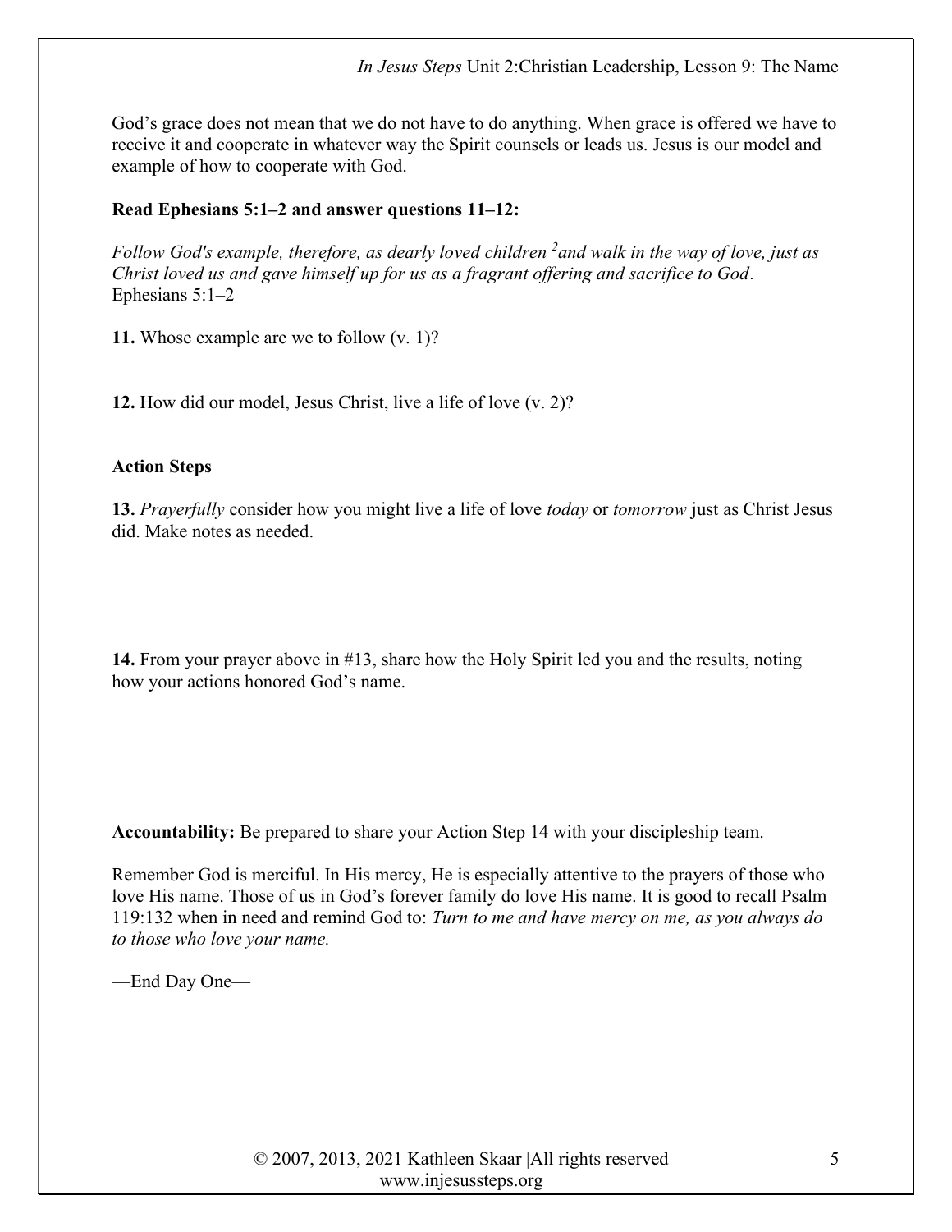God's grace does not mean that we do not have to do anything. When grace is offered we have to receive it and cooperate in whatever way the Spirit counsels or leads us. Jesus is our model and example of how to cooperate with God.

**Read Ephesians 5:1–2 and answer questions 11–12:**

*Follow God's example, therefore, as dearly loved children [2]and walk in the way of love, just as Christ loved us and gave himself up for us as a fragrant offering and sacrifice to God*. Ephesians 5:1–2

**11.** Whose example are we to follow (v. 1)?

**12.** How did our model, Jesus Christ, live a life of love (v. 2)?

**Action Steps**

**13.** *Prayerfully* consider how you might live a life of love *today* or *tomorrow* just as Christ Jesus did. Make notes as needed.

**14.** From your prayer above in #13, share how the Holy Spirit led you and the results, noting how your actions honored God's name.

**Accountability:** Be prepared to share your Action Step 14 with your discipleship team.

Remember God is merciful. In His mercy, He is especially attentive to the prayers of those who love His name. Those of us in God's forever family do love His name. It is good to recall Psalm 119:132 when in need and remind God to: *Turn to me and have mercy on me, as you always do to those who love your name.*

—End Day One—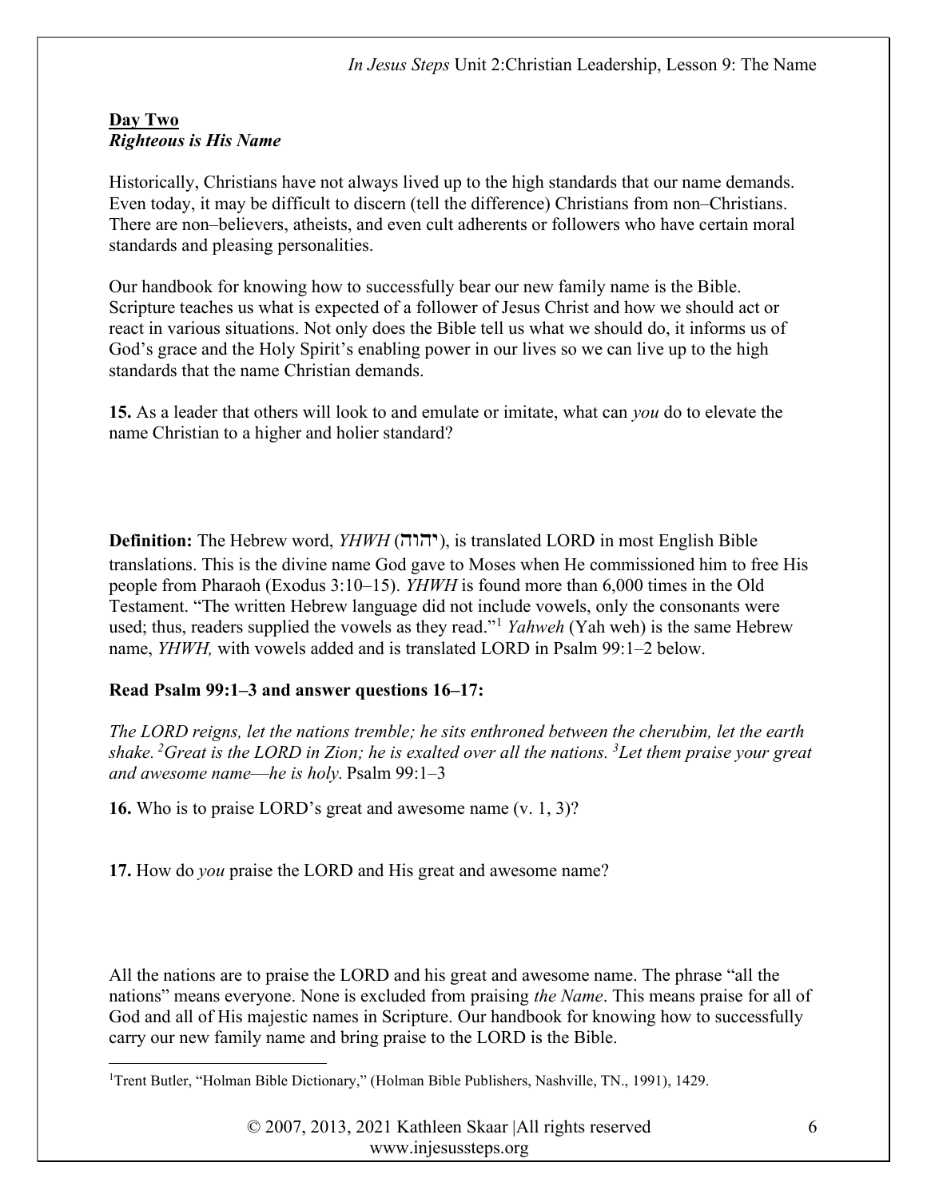**Day Two**
***Righteous is His Name***

Historically, Christians have not always lived up to the high standards that our name demands. Even today, it may be difficult to discern (tell the difference) Christians from non–Christians. There are non–believers, atheists, and even cult adherents or followers who have certain moral standards and pleasing personalities.

Our handbook for knowing how to successfully bear our new family name is the Bible. Scripture teaches us what is expected of a follower of Jesus Christ and how we should act or react in various situations. Not only does the Bible tell us what we should do, it informs us of God's grace and the Holy Spirit's enabling power in our lives so we can live up to the high standards that the name Christian demands.

**15.** As a leader that others will look to and emulate or imitate, what can *you* do to elevate the name Christian to a higher and holier standard?

**Definition:** The Hebrew word, *YHWH* (יהוה), is translated LORD in most English Bible translations. This is the divine name God gave to Moses when He commissioned him to free His people from Pharaoh (Exodus 3:10–15). *YHWH* is found more than 6,000 times in the Old Testament. "The written Hebrew language did not include vowels, only the consonants were used; thus, readers supplied the vowels as they read."[1] *Yahweh* (Yah weh) is the same Hebrew name, *YHWH,* with vowels added and is translated LORD in Psalm 99:1–2 below.

**Read Psalm 99:1–3 and answer questions 16–17:**

*The LORD reigns, let the nations tremble; he sits enthroned between the cherubim, let the earth shake. [2]Great is the LORD in Zion; he is exalted over all the nations. [3]Let them praise your great and awesome name—he is holy.* Psalm 99:1–3

**16.** Who is to praise LORD's great and awesome name (v. 1, 3)?

**17.** How do *you* praise the LORD and His great and awesome name?

All the nations are to praise the LORD and his great and awesome name. The phrase "all the nations" means everyone. None is excluded from praising *the Name*. This means praise for all of God and all of His majestic names in Scripture. Our handbook for knowing how to successfully carry our new family name and bring praise to the LORD is the Bible.

[1] Trent Butler, "Holman Bible Dictionary," (Holman Bible Publishers, Nashville, TN., 1991), 1429.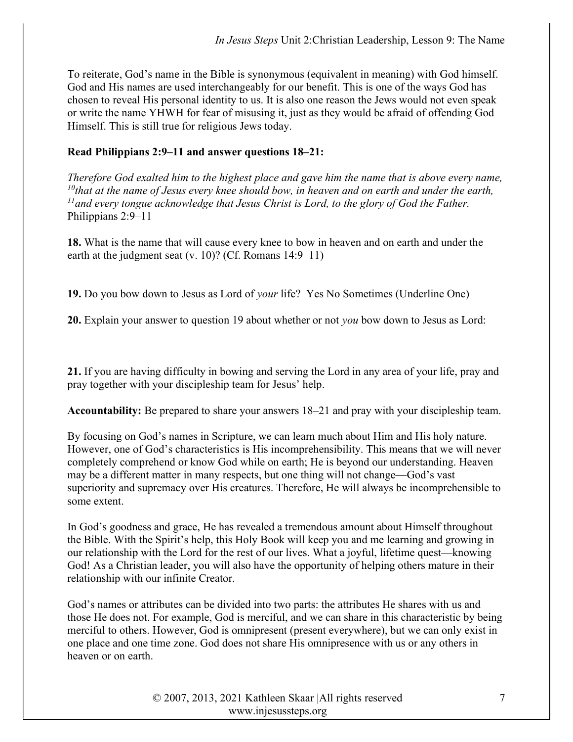To reiterate, God's name in the Bible is synonymous (equivalent in meaning) with God himself. God and His names are used interchangeably for our benefit. This is one of the ways God has chosen to reveal His personal identity to us. It is also one reason the Jews would not even speak or write the name YHWH for fear of misusing it, just as they would be afraid of offending God Himself. This is still true for religious Jews today.

**Read Philippians 2:9–11 and answer questions 18–21:**

*Therefore God exalted him to the highest place and gave him the name that is above every name, [10]that at the name of Jesus every knee should bow, in heaven and on earth and under the earth, [11]and every tongue acknowledge that Jesus Christ is Lord, to the glory of God the Father.* Philippians 2:9–11

**18.** What is the name that will cause every knee to bow in heaven and on earth and under the earth at the judgment seat (v. 10)? (Cf. Romans 14:9–11)

**19.** Do you bow down to Jesus as Lord of *your* life? Yes No Sometimes (Underline One)

**20.** Explain your answer to question 19 about whether or not *you* bow down to Jesus as Lord:

**21.** If you are having difficulty in bowing and serving the Lord in any area of your life, pray and pray together with your discipleship team for Jesus' help.

**Accountability:** Be prepared to share your answers 18–21 and pray with your discipleship team.

By focusing on God's names in Scripture, we can learn much about Him and His holy nature. However, one of God's characteristics is His incomprehensibility. This means that we will never completely comprehend or know God while on earth; He is beyond our understanding. Heaven may be a different matter in many respects, but one thing will not change—God's vast superiority and supremacy over His creatures. Therefore, He will always be incomprehensible to some extent.

In God's goodness and grace, He has revealed a tremendous amount about Himself throughout the Bible. With the Spirit's help, this Holy Book will keep you and me learning and growing in our relationship with the Lord for the rest of our lives. What a joyful, lifetime quest—knowing God! As a Christian leader, you will also have the opportunity of helping others mature in their relationship with our infinite Creator.

God's names or attributes can be divided into two parts: the attributes He shares with us and those He does not. For example, God is merciful, and we can share in this characteristic by being merciful to others. However, God is omnipresent (present everywhere), but we can only exist in one place and one time zone. God does not share His omnipresence with us or any others in heaven or on earth.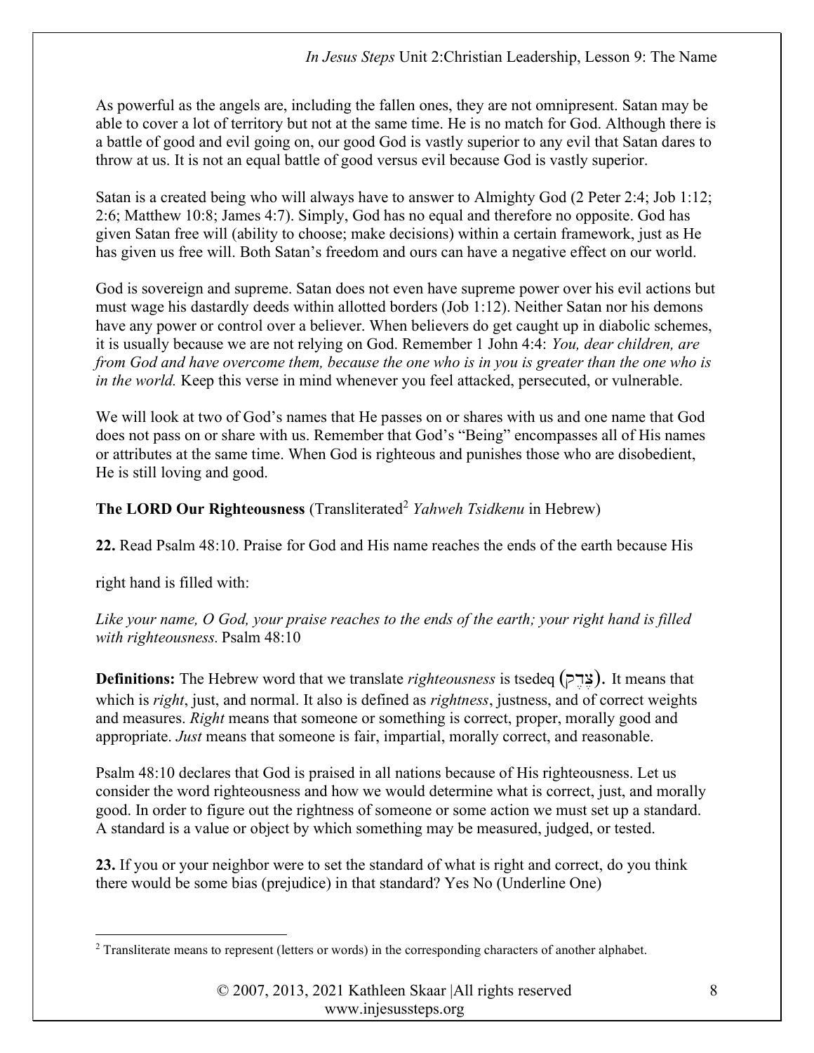As powerful as the angels are, including the fallen ones, they are not omnipresent. Satan may be able to cover a lot of territory but not at the same time. He is no match for God. Although there is a battle of good and evil going on, our good God is vastly superior to any evil that Satan dares to throw at us. It is not an equal battle of good versus evil because God is vastly superior.

Satan is a created being who will always have to answer to Almighty God (2 Peter 2:4; Job 1:12; 2:6; Matthew 10:8; James 4:7). Simply, God has no equal and therefore no opposite. God has given Satan free will (ability to choose; make decisions) within a certain framework, just as He has given us free will. Both Satan's freedom and ours can have a negative effect on our world.

God is sovereign and supreme. Satan does not even have supreme power over his evil actions but must wage his dastardly deeds within allotted borders (Job 1:12). Neither Satan nor his demons have any power or control over a believer. When believers do get caught up in diabolic schemes, it is usually because we are not relying on God. Remember 1 John 4:4: *You, dear children, are from God and have overcome them, because the one who is in you is greater than the one who is in the world.* Keep this verse in mind whenever you feel attacked, persecuted, or vulnerable.

We will look at two of God's names that He passes on or shares with us and one name that God does not pass on or share with us. Remember that God's "Being" encompasses all of His names or attributes at the same time. When God is righteous and punishes those who are disobedient, He is still loving and good.

**The LORD Our Righteousness** (Transliterated[2] *Yahweh Tsidkenu* in Hebrew)

**22.** Read Psalm 48:10. Praise for God and His name reaches the ends of the earth because His

right hand is filled with:

*Like your name, O God, your praise reaches to the ends of the earth; your right hand is filled with righteousness.* Psalm 48:10

**Definitions:** The Hebrew word that we translate *righteousness* is tsedeq **(צֶדֶק).** It means that which is *right*, just, and normal. It also is defined as *rightness*, justness, and of correct weights and measures. *Right* means that someone or something is correct, proper, morally good and appropriate. *Just* means that someone is fair, impartial, morally correct, and reasonable.

Psalm 48:10 declares that God is praised in all nations because of His righteousness. Let us consider the word righteousness and how we would determine what is correct, just, and morally good. In order to figure out the rightness of someone or some action we must set up a standard. A standard is a value or object by which something may be measured, judged, or tested.

**23.** If you or your neighbor were to set the standard of what is right and correct, do you think there would be some bias (prejudice) in that standard? Yes No (Underline One)

[2] Transliterate means to represent (letters or words) in the corresponding characters of another alphabet.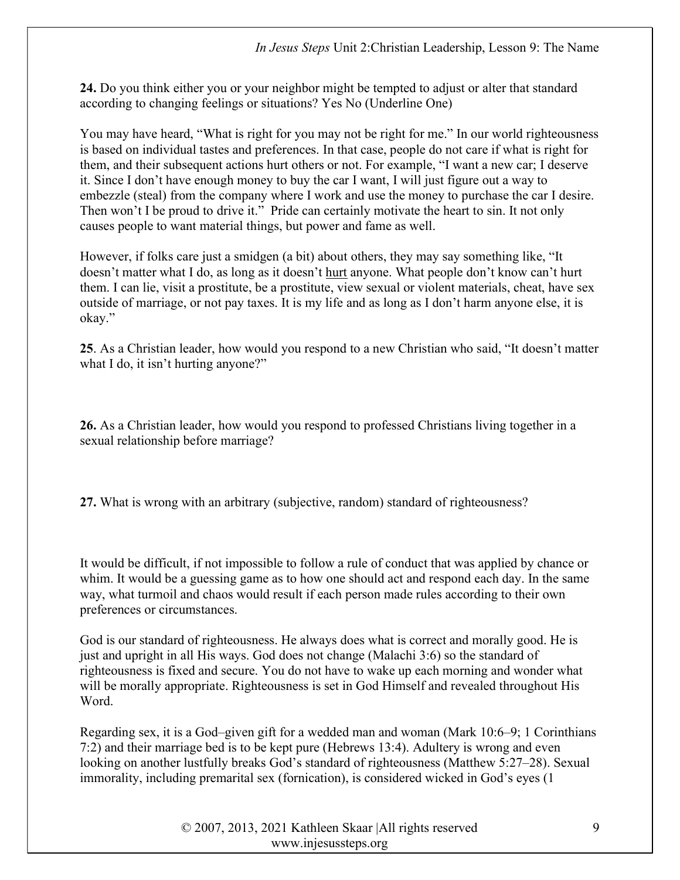**24.** Do you think either you or your neighbor might be tempted to adjust or alter that standard according to changing feelings or situations? Yes No (Underline One)

You may have heard, "What is right for you may not be right for me." In our world righteousness is based on individual tastes and preferences. In that case, people do not care if what is right for them, and their subsequent actions hurt others or not. For example, "I want a new car; I deserve it. Since I don't have enough money to buy the car I want, I will just figure out a way to embezzle (steal) from the company where I work and use the money to purchase the car I desire. Then won't I be proud to drive it." Pride can certainly motivate the heart to sin. It not only causes people to want material things, but power and fame as well.

However, if folks care just a smidgen (a bit) about others, they may say something like, "It doesn't matter what I do, as long as it doesn't <u>hurt</u> anyone. What people don't know can't hurt them. I can lie, visit a prostitute, be a prostitute, view sexual or violent materials, cheat, have sex outside of marriage, or not pay taxes. It is my life and as long as I don't harm anyone else, it is okay."

**25**. As a Christian leader, how would you respond to a new Christian who said, "It doesn't matter what I do, it isn't hurting anyone?"

**26.** As a Christian leader, how would you respond to professed Christians living together in a sexual relationship before marriage?

**27.** What is wrong with an arbitrary (subjective, random) standard of righteousness?

It would be difficult, if not impossible to follow a rule of conduct that was applied by chance or whim. It would be a guessing game as to how one should act and respond each day. In the same way, what turmoil and chaos would result if each person made rules according to their own preferences or circumstances.

God is our standard of righteousness. He always does what is correct and morally good. He is just and upright in all His ways. God does not change (Malachi 3:6) so the standard of righteousness is fixed and secure. You do not have to wake up each morning and wonder what will be morally appropriate. Righteousness is set in God Himself and revealed throughout His Word.

Regarding sex, it is a God–given gift for a wedded man and woman (Mark 10:6–9; 1 Corinthians 7:2) and their marriage bed is to be kept pure (Hebrews 13:4). Adultery is wrong and even looking on another lustfully breaks God's standard of righteousness (Matthew 5:27–28). Sexual immorality, including premarital sex (fornication), is considered wicked in God's eyes (1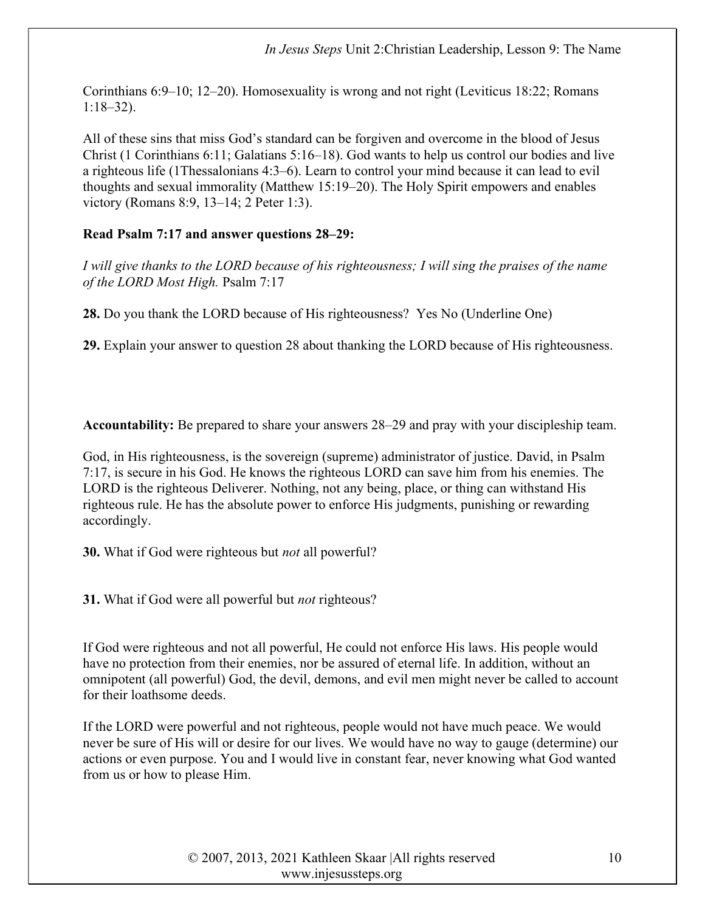Corinthians 6:9–10; 12–20). Homosexuality is wrong and not right (Leviticus 18:22; Romans 1:18–32).

All of these sins that miss God's standard can be forgiven and overcome in the blood of Jesus Christ (1 Corinthians 6:11; Galatians 5:16–18). God wants to help us control our bodies and live a righteous life (1Thessalonians 4:3–6). Learn to control your mind because it can lead to evil thoughts and sexual immorality (Matthew 15:19–20). The Holy Spirit empowers and enables victory (Romans 8:9, 13–14; 2 Peter 1:3).

**Read Psalm 7:17 and answer questions 28–29:**

*I will give thanks to the LORD because of his righteousness; I will sing the praises of the name of the LORD Most High.* Psalm 7:17

**28.** Do you thank the LORD because of His righteousness? Yes No (Underline One)

**29.** Explain your answer to question 28 about thanking the LORD because of His righteousness.

**Accountability:** Be prepared to share your answers 28–29 and pray with your discipleship team.

God, in His righteousness, is the sovereign (supreme) administrator of justice. David, in Psalm 7:17, is secure in his God. He knows the righteous LORD can save him from his enemies. The LORD is the righteous Deliverer. Nothing, not any being, place, or thing can withstand His righteous rule. He has the absolute power to enforce His judgments, punishing or rewarding accordingly.

**30.** What if God were righteous but *not* all powerful?

**31.** What if God were all powerful but *not* righteous?

If God were righteous and not all powerful, He could not enforce His laws. His people would have no protection from their enemies, nor be assured of eternal life. In addition, without an omnipotent (all powerful) God, the devil, demons, and evil men might never be called to account for their loathsome deeds.

If the LORD were powerful and not righteous, people would not have much peace. We would never be sure of His will or desire for our lives. We would have no way to gauge (determine) our actions or even purpose. You and I would live in constant fear, never knowing what God wanted from us or how to please Him.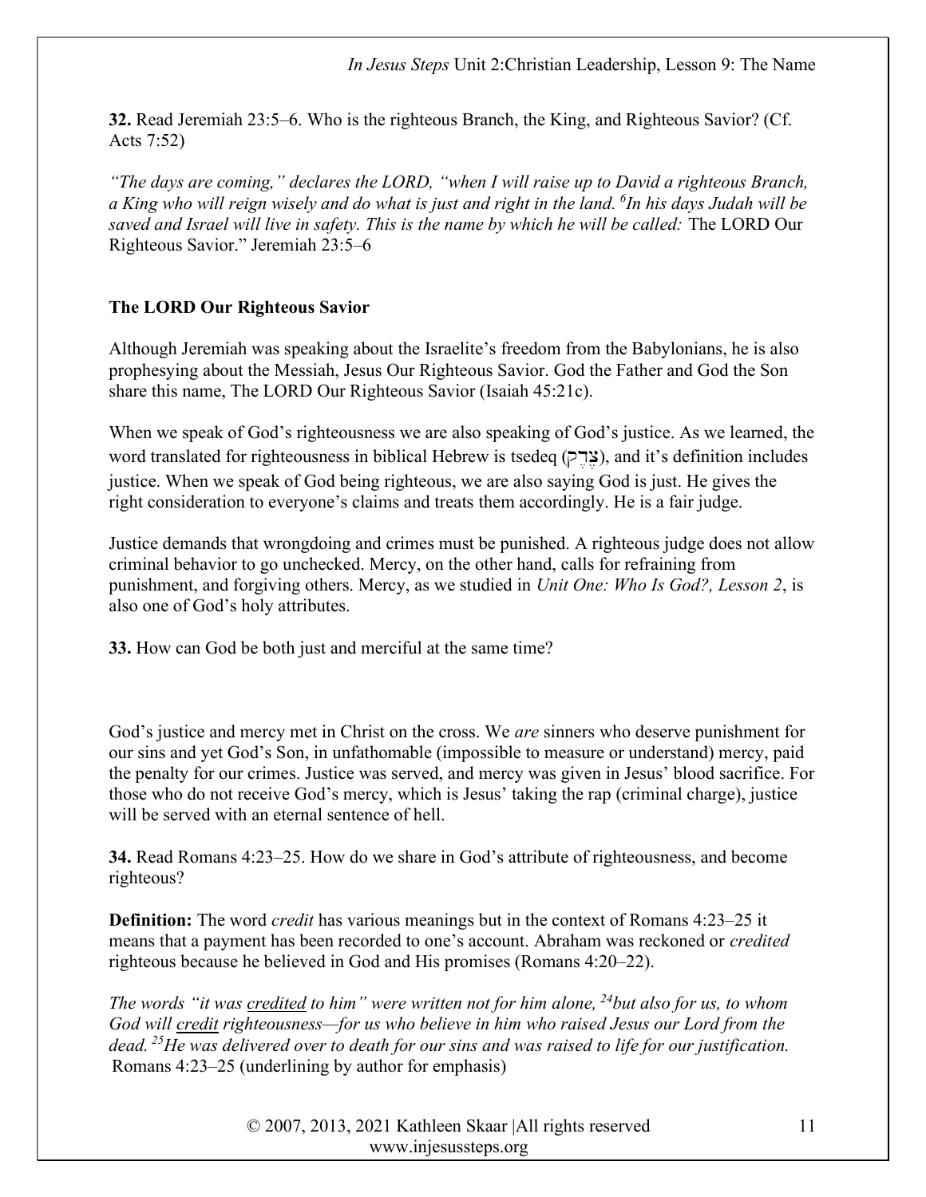**32.** Read Jeremiah 23:5–6. Who is the righteous Branch, the King, and Righteous Savior? (Cf. Acts 7:52)

*"The days are coming," declares the LORD, "when I will raise up to David a righteous Branch, a King who will reign wisely and do what is just and right in the land. [6]In his days Judah will be saved and Israel will live in safety. This is the name by which he will be called:* The LORD Our Righteous Savior." Jeremiah 23:5–6

**The LORD Our Righteous Savior**

Although Jeremiah was speaking about the Israelite's freedom from the Babylonians, he is also prophesying about the Messiah, Jesus Our Righteous Savior. God the Father and God the Son share this name, The LORD Our Righteous Savior (Isaiah 45:21c).

When we speak of God's righteousness we are also speaking of God's justice. As we learned, the word translated for righteousness in biblical Hebrew is tsedeq (צֶדֶק), and it's definition includes justice. When we speak of God being righteous, we are also saying God is just. He gives the right consideration to everyone's claims and treats them accordingly. He is a fair judge.

Justice demands that wrongdoing and crimes must be punished. A righteous judge does not allow criminal behavior to go unchecked. Mercy, on the other hand, calls for refraining from punishment, and forgiving others. Mercy, as we studied in *Unit One: Who Is God?, Lesson 2*, is also one of God's holy attributes.

**33.** How can God be both just and merciful at the same time?

God's justice and mercy met in Christ on the cross. We *are* sinners who deserve punishment for our sins and yet God's Son, in unfathomable (impossible to measure or understand) mercy, paid the penalty for our crimes. Justice was served, and mercy was given in Jesus' blood sacrifice. For those who do not receive God's mercy, which is Jesus' taking the rap (criminal charge), justice will be served with an eternal sentence of hell.

**34.** Read Romans 4:23–25. How do we share in God's attribute of righteousness, and become righteous?

**Definition:** The word *credit* has various meanings but in the context of Romans 4:23–25 it means that a payment has been recorded to one's account. Abraham was reckoned or *credited* righteous because he believed in God and His promises (Romans 4:20–22).

*The words "it was credited to him" were written not for him alone, [24]but also for us, to whom God will credit righteousness—for us who believe in him who raised Jesus our Lord from the dead. [25]He was delivered over to death for our sins and was raised to life for our justification.* Romans 4:23–25 (underlining by author for emphasis)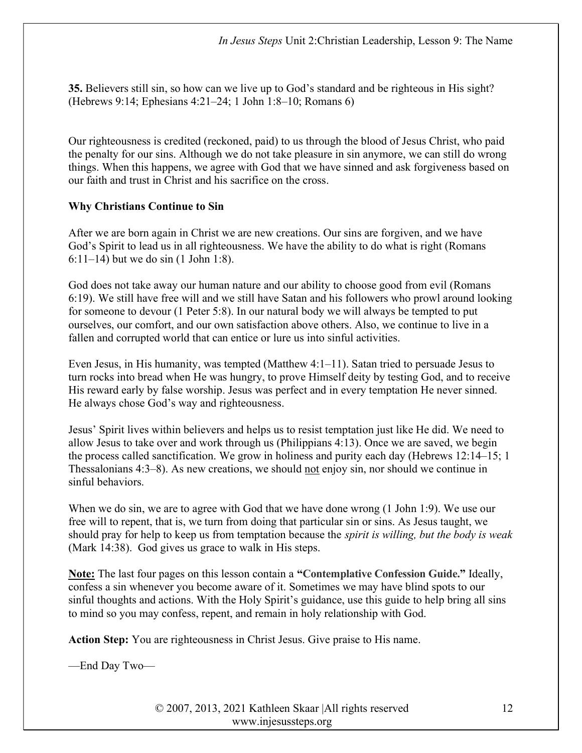**35.** Believers still sin, so how can we live up to God's standard and be righteous in His sight? (Hebrews 9:14; Ephesians 4:21–24; 1 John 1:8–10; Romans 6)

Our righteousness is credited (reckoned, paid) to us through the blood of Jesus Christ, who paid the penalty for our sins. Although we do not take pleasure in sin anymore, we can still do wrong things. When this happens, we agree with God that we have sinned and ask forgiveness based on our faith and trust in Christ and his sacrifice on the cross.

**Why Christians Continue to Sin**

After we are born again in Christ we are new creations. Our sins are forgiven, and we have God's Spirit to lead us in all righteousness. We have the ability to do what is right (Romans 6:11–14) but we do sin (1 John 1:8).

God does not take away our human nature and our ability to choose good from evil (Romans 6:19). We still have free will and we still have Satan and his followers who prowl around looking for someone to devour (1 Peter 5:8). In our natural body we will always be tempted to put ourselves, our comfort, and our own satisfaction above others. Also, we continue to live in a fallen and corrupted world that can entice or lure us into sinful activities.

Even Jesus, in His humanity, was tempted (Matthew 4:1–11). Satan tried to persuade Jesus to turn rocks into bread when He was hungry, to prove Himself deity by testing God, and to receive His reward early by false worship. Jesus was perfect and in every temptation He never sinned. He always chose God's way and righteousness.

Jesus' Spirit lives within believers and helps us to resist temptation just like He did. We need to allow Jesus to take over and work through us (Philippians 4:13). Once we are saved, we begin the process called sanctification. We grow in holiness and purity each day (Hebrews 12:14–15; 1 Thessalonians 4:3–8). As new creations, we should <u>not</u> enjoy sin, nor should we continue in sinful behaviors.

When we do sin, we are to agree with God that we have done wrong (1 John 1:9). We use our free will to repent, that is, we turn from doing that particular sin or sins. As Jesus taught, we should pray for help to keep us from temptation because the *spirit is willing, but the body is weak* (Mark 14:38). God gives us grace to walk in His steps.

**<u>Note:</u>** The last four pages on this lesson contain a **"Contemplative Confession Guide."** Ideally, confess a sin whenever you become aware of it. Sometimes we may have blind spots to our sinful thoughts and actions. With the Holy Spirit's guidance, use this guide to help bring all sins to mind so you may confess, repent, and remain in holy relationship with God.

**Action Step:** You are righteousness in Christ Jesus. Give praise to His name.

—End Day Two—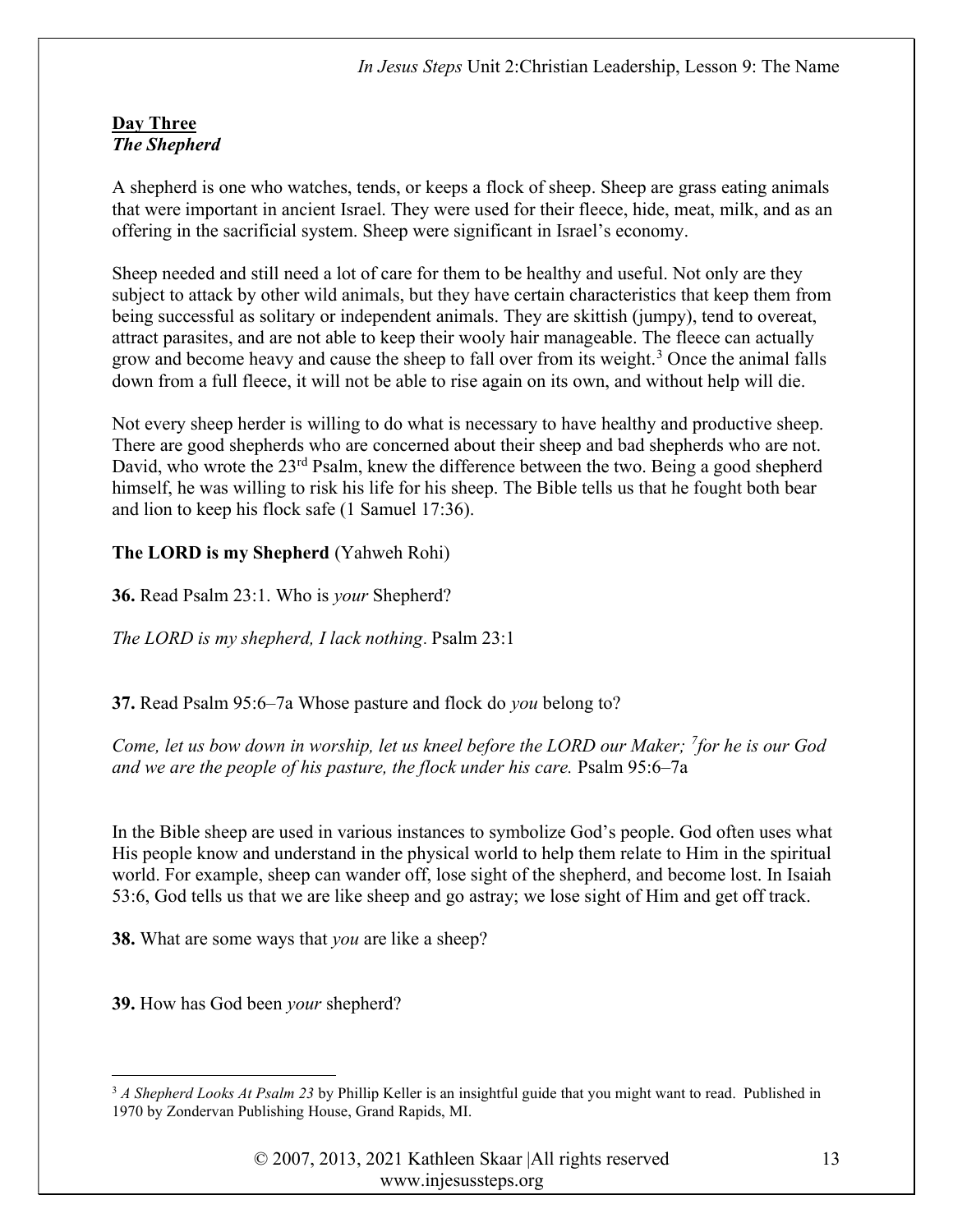**Day Three**
***The Shepherd***

A shepherd is one who watches, tends, or keeps a flock of sheep. Sheep are grass eating animals that were important in ancient Israel. They were used for their fleece, hide, meat, milk, and as an offering in the sacrificial system. Sheep were significant in Israel's economy.

Sheep needed and still need a lot of care for them to be healthy and useful. Not only are they subject to attack by other wild animals, but they have certain characteristics that keep them from being successful as solitary or independent animals. They are skittish (jumpy), tend to overeat, attract parasites, and are not able to keep their wooly hair manageable. The fleece can actually grow and become heavy and cause the sheep to fall over from its weight.[3] Once the animal falls down from a full fleece, it will not be able to rise again on its own, and without help will die.

Not every sheep herder is willing to do what is necessary to have healthy and productive sheep. There are good shepherds who are concerned about their sheep and bad shepherds who are not. David, who wrote the 23rd Psalm, knew the difference between the two. Being a good shepherd himself, he was willing to risk his life for his sheep. The Bible tells us that he fought both bear and lion to keep his flock safe (1 Samuel 17:36).

**The LORD is my Shepherd** (Yahweh Rohi)

**36.** Read Psalm 23:1. Who is *your* Shepherd?

*The LORD is my shepherd, I lack nothing*. Psalm 23:1

**37.** Read Psalm 95:6–7a Whose pasture and flock do *you* belong to?

*Come, let us bow down in worship, let us kneel before the LORD our Maker; [7]for he is our God and we are the people of his pasture, the flock under his care.* Psalm 95:6–7a

In the Bible sheep are used in various instances to symbolize God's people. God often uses what His people know and understand in the physical world to help them relate to Him in the spiritual world. For example, sheep can wander off, lose sight of the shepherd, and become lost. In Isaiah 53:6, God tells us that we are like sheep and go astray; we lose sight of Him and get off track.

**38.** What are some ways that *you* are like a sheep?

**39.** How has God been *your* shepherd?

---

[3] *A Shepherd Looks At Psalm 23* by Phillip Keller is an insightful guide that you might want to read. Published in 1970 by Zondervan Publishing House, Grand Rapids, MI.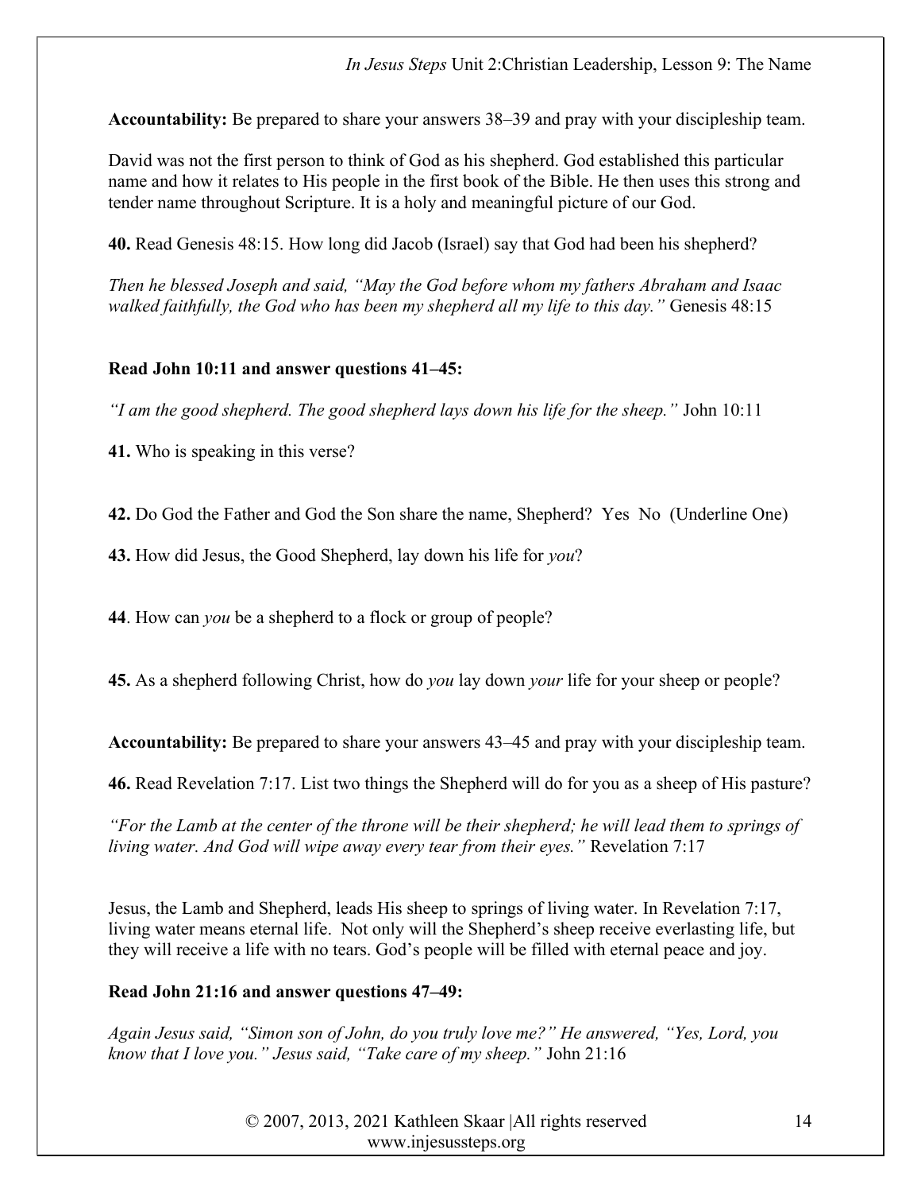**Accountability:** Be prepared to share your answers 38–39 and pray with your discipleship team.

David was not the first person to think of God as his shepherd. God established this particular name and how it relates to His people in the first book of the Bible. He then uses this strong and tender name throughout Scripture. It is a holy and meaningful picture of our God.

**40.** Read Genesis 48:15. How long did Jacob (Israel) say that God had been his shepherd?

*Then he blessed Joseph and said, "May the God before whom my fathers Abraham and Isaac walked faithfully, the God who has been my shepherd all my life to this day."* Genesis 48:15

**Read John 10:11 and answer questions 41–45:**

*"I am the good shepherd. The good shepherd lays down his life for the sheep."* John 10:11

**41.** Who is speaking in this verse?

**42.** Do God the Father and God the Son share the name, Shepherd? Yes No (Underline One)

**43.** How did Jesus, the Good Shepherd, lay down his life for *you*?

**44**. How can *you* be a shepherd to a flock or group of people?

**45.** As a shepherd following Christ, how do *you* lay down *your* life for your sheep or people?

**Accountability:** Be prepared to share your answers 43–45 and pray with your discipleship team.

**46.** Read Revelation 7:17. List two things the Shepherd will do for you as a sheep of His pasture?

*"For the Lamb at the center of the throne will be their shepherd; he will lead them to springs of living water. And God will wipe away every tear from their eyes."* Revelation 7:17

Jesus, the Lamb and Shepherd, leads His sheep to springs of living water. In Revelation 7:17, living water means eternal life. Not only will the Shepherd's sheep receive everlasting life, but they will receive a life with no tears. God's people will be filled with eternal peace and joy.

**Read John 21:16 and answer questions 47–49:**

*Again Jesus said, "Simon son of John, do you truly love me?" He answered, "Yes, Lord, you know that I love you." Jesus said, "Take care of my sheep."* John 21:16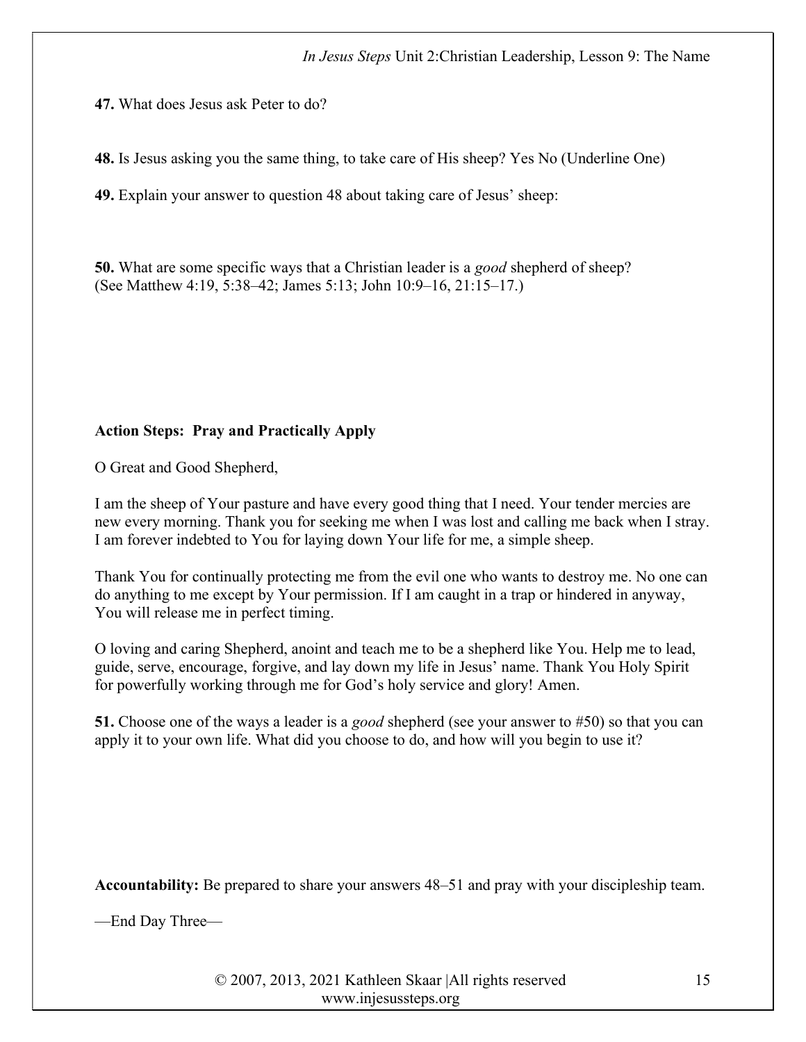**47.** What does Jesus ask Peter to do?

**48.** Is Jesus asking you the same thing, to take care of His sheep? Yes No (Underline One)

**49.** Explain your answer to question 48 about taking care of Jesus' sheep:

**50.** What are some specific ways that a Christian leader is a *good* shepherd of sheep? (See Matthew 4:19, 5:38–42; James 5:13; John 10:9–16, 21:15–17.)

**Action Steps: Pray and Practically Apply**

O Great and Good Shepherd,

I am the sheep of Your pasture and have every good thing that I need. Your tender mercies are new every morning. Thank you for seeking me when I was lost and calling me back when I stray. I am forever indebted to You for laying down Your life for me, a simple sheep.

Thank You for continually protecting me from the evil one who wants to destroy me. No one can do anything to me except by Your permission. If I am caught in a trap or hindered in anyway, You will release me in perfect timing.

O loving and caring Shepherd, anoint and teach me to be a shepherd like You. Help me to lead, guide, serve, encourage, forgive, and lay down my life in Jesus' name. Thank You Holy Spirit for powerfully working through me for God's holy service and glory! Amen.

**51.** Choose one of the ways a leader is a *good* shepherd (see your answer to #50) so that you can apply it to your own life. What did you choose to do, and how will you begin to use it?

**Accountability:** Be prepared to share your answers 48–51 and pray with your discipleship team.

—End Day Three—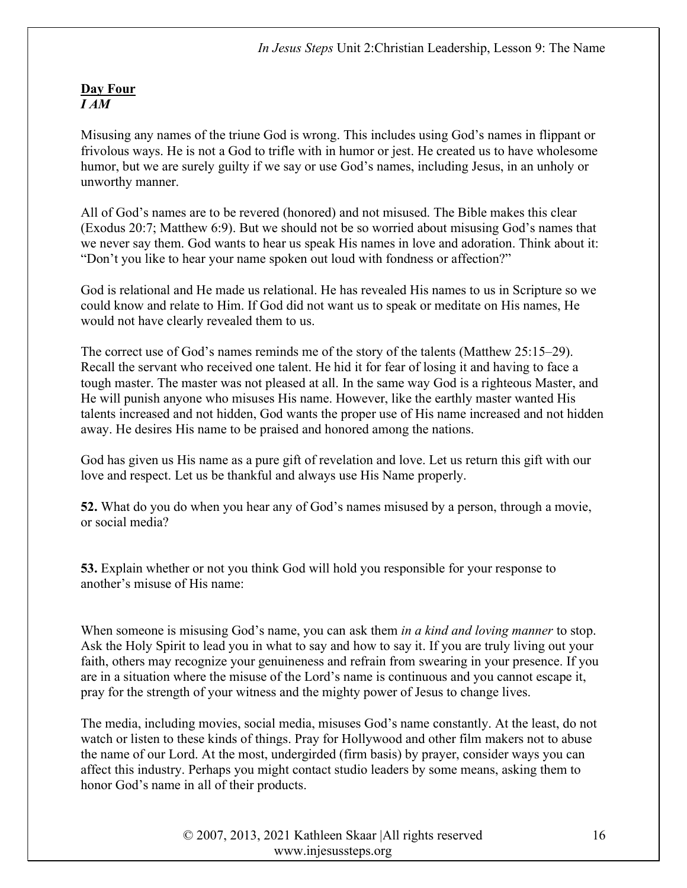**Day Four**
***I AM***

Misusing any names of the triune God is wrong. This includes using God's names in flippant or frivolous ways. He is not a God to trifle with in humor or jest. He created us to have wholesome humor, but we are surely guilty if we say or use God's names, including Jesus, in an unholy or unworthy manner.

All of God's names are to be revered (honored) and not misused. The Bible makes this clear (Exodus 20:7; Matthew 6:9). But we should not be so worried about misusing God's names that we never say them. God wants to hear us speak His names in love and adoration. Think about it: "Don't you like to hear your name spoken out loud with fondness or affection?"

God is relational and He made us relational. He has revealed His names to us in Scripture so we could know and relate to Him. If God did not want us to speak or meditate on His names, He would not have clearly revealed them to us.

The correct use of God's names reminds me of the story of the talents (Matthew 25:15–29). Recall the servant who received one talent. He hid it for fear of losing it and having to face a tough master. The master was not pleased at all. In the same way God is a righteous Master, and He will punish anyone who misuses His name. However, like the earthly master wanted His talents increased and not hidden, God wants the proper use of His name increased and not hidden away. He desires His name to be praised and honored among the nations.

God has given us His name as a pure gift of revelation and love. Let us return this gift with our love and respect. Let us be thankful and always use His Name properly.

**52.** What do you do when you hear any of God's names misused by a person, through a movie, or social media?

**53.** Explain whether or not you think God will hold you responsible for your response to another's misuse of His name:

When someone is misusing God's name, you can ask them *in a kind and loving manner* to stop. Ask the Holy Spirit to lead you in what to say and how to say it. If you are truly living out your faith, others may recognize your genuineness and refrain from swearing in your presence. If you are in a situation where the misuse of the Lord's name is continuous and you cannot escape it, pray for the strength of your witness and the mighty power of Jesus to change lives.

The media, including movies, social media, misuses God's name constantly. At the least, do not watch or listen to these kinds of things. Pray for Hollywood and other film makers not to abuse the name of our Lord. At the most, undergirded (firm basis) by prayer, consider ways you can affect this industry. Perhaps you might contact studio leaders by some means, asking them to honor God's name in all of their products.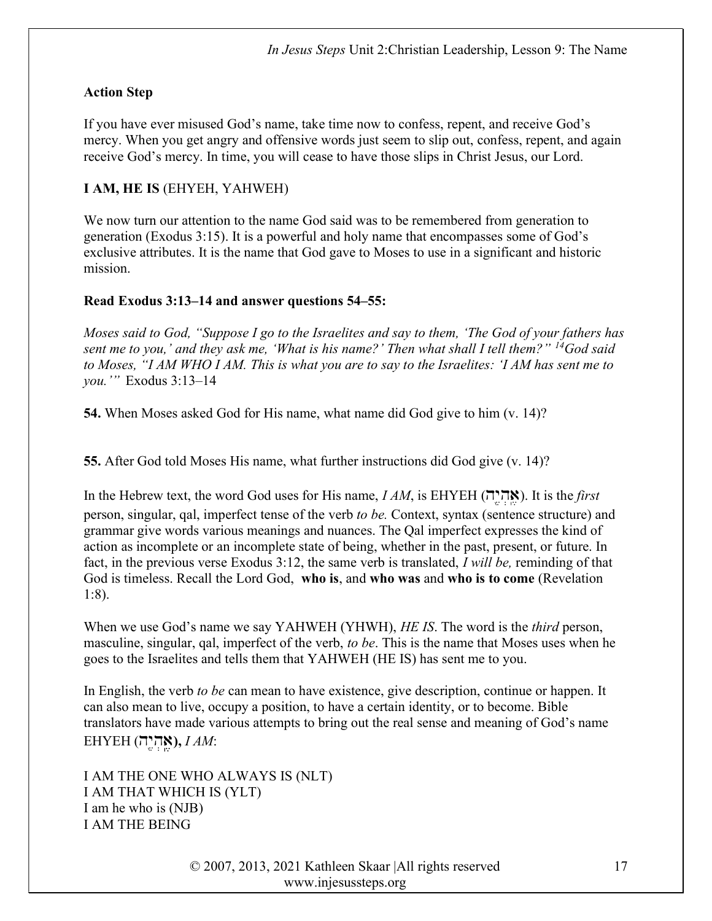**Action Step**

If you have ever misused God's name, take time now to confess, repent, and receive God's mercy. When you get angry and offensive words just seem to slip out, confess, repent, and again receive God's mercy. In time, you will cease to have those slips in Christ Jesus, our Lord.

**I AM, HE IS** (EHYEH, YAHWEH)

We now turn our attention to the name God said was to be remembered from generation to generation (Exodus 3:15). It is a powerful and holy name that encompasses some of God's exclusive attributes. It is the name that God gave to Moses to use in a significant and historic mission.

**Read Exodus 3:13–14 and answer questions 54–55:**

*Moses said to God, "Suppose I go to the Israelites and say to them, 'The God of your fathers has sent me to you,' and they ask me, 'What is his name?' Then what shall I tell them?" 14God said to Moses, "I AM WHO I AM. This is what you are to say to the Israelites: 'I AM has sent me to you.'"* Exodus 3:13–14

**54.** When Moses asked God for His name, what name did God give to him (v. 14)?

**55.** After God told Moses His name, what further instructions did God give (v. 14)?

In the Hebrew text, the word God uses for His name, *I AM*, is EHYEH (**אֶהְיֶה**). It is the *first* person, singular, qal, imperfect tense of the verb *to be.* Context, syntax (sentence structure) and grammar give words various meanings and nuances. The Qal imperfect expresses the kind of action as incomplete or an incomplete state of being, whether in the past, present, or future. In fact, in the previous verse Exodus 3:12, the same verb is translated, *I will be,* reminding of that God is timeless. Recall the Lord God, **who is**, and **who was** and **who is to come** (Revelation 1:8).

When we use God's name we say YAHWEH (YHWH), *HE IS*. The word is the *third* person, masculine, singular, qal, imperfect of the verb, *to be*. This is the name that Moses uses when he goes to the Israelites and tells them that YAHWEH (HE IS) has sent me to you.

In English, the verb *to be* can mean to have existence, give description, continue or happen. It can also mean to live, occupy a position, to have a certain identity, or to become. Bible translators have made various attempts to bring out the real sense and meaning of God's name EHYEH (**אֶהְיֶה**), *I AM*:

I AM THE ONE WHO ALWAYS IS (NLT)
I AM THAT WHICH IS (YLT)
I am he who is (NJB)
I AM THE BEING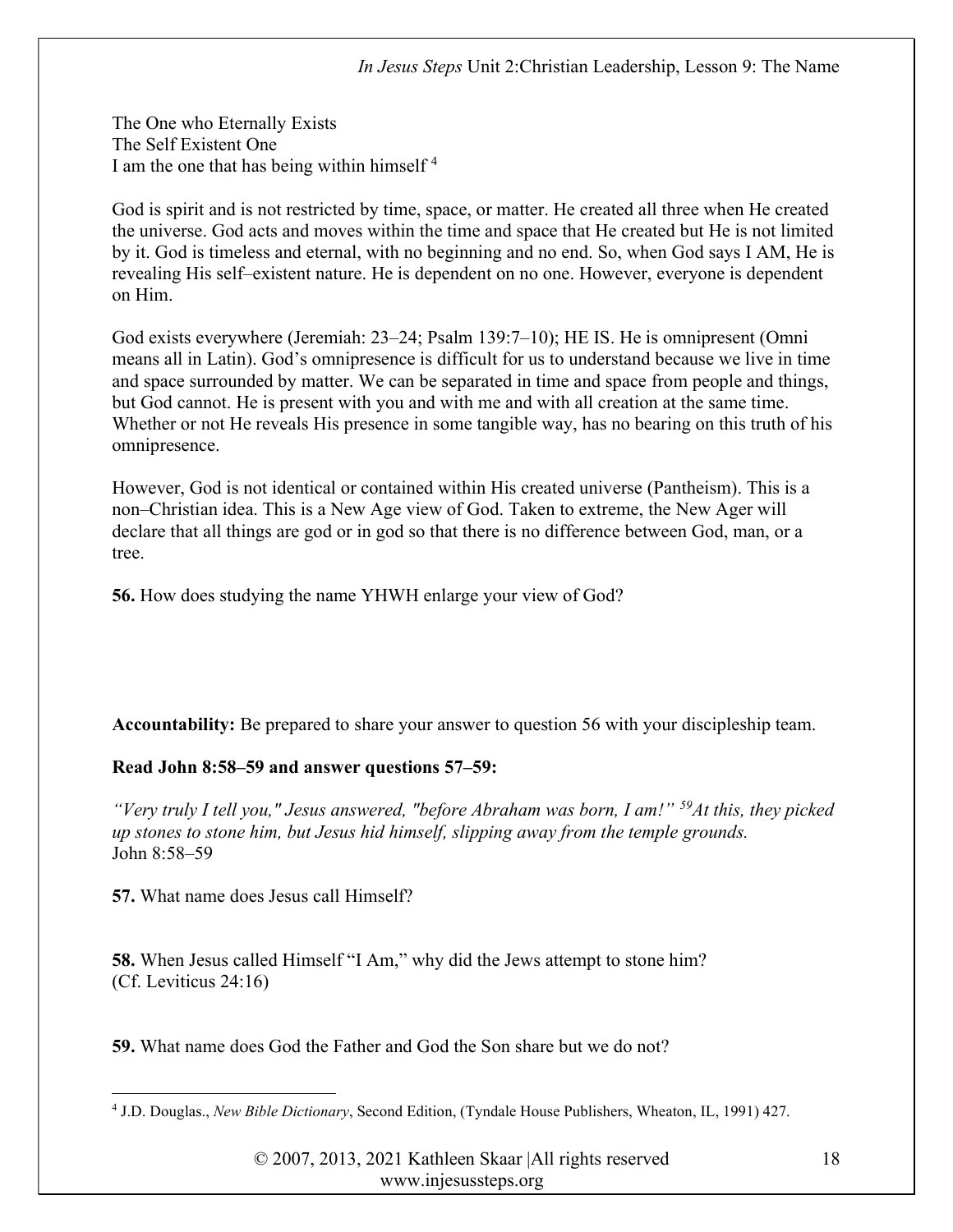The One who Eternally Exists
The Self Existent One
I am the one that has being within himself [4]

God is spirit and is not restricted by time, space, or matter. He created all three when He created the universe. God acts and moves within the time and space that He created but He is not limited by it. God is timeless and eternal, with no beginning and no end. So, when God says I AM, He is revealing His self–existent nature. He is dependent on no one. However, everyone is dependent on Him.

God exists everywhere (Jeremiah: 23–24; Psalm 139:7–10); HE IS. He is omnipresent (Omni means all in Latin). God's omnipresence is difficult for us to understand because we live in time and space surrounded by matter. We can be separated in time and space from people and things, but God cannot. He is present with you and with me and with all creation at the same time. Whether or not He reveals His presence in some tangible way, has no bearing on this truth of his omnipresence.

However, God is not identical or contained within His created universe (Pantheism). This is a non–Christian idea. This is a New Age view of God. Taken to extreme, the New Ager will declare that all things are god or in god so that there is no difference between God, man, or a tree.

**56.** How does studying the name YHWH enlarge your view of God?

**Accountability:** Be prepared to share your answer to question 56 with your discipleship team.

**Read John 8:58–59 and answer questions 57–59:**

*"Very truly I tell you," Jesus answered, "before Abraham was born, I am!" [59] At this, they picked up stones to stone him, but Jesus hid himself, slipping away from the temple grounds.*
John 8:58–59

**57.** What name does Jesus call Himself?

**58.** When Jesus called Himself "I Am," why did the Jews attempt to stone him? (Cf. Leviticus 24:16)

**59.** What name does God the Father and God the Son share but we do not?

---

[4] J.D. Douglas., *New Bible Dictionary*, Second Edition, (Tyndale House Publishers, Wheaton, IL, 1991) 427.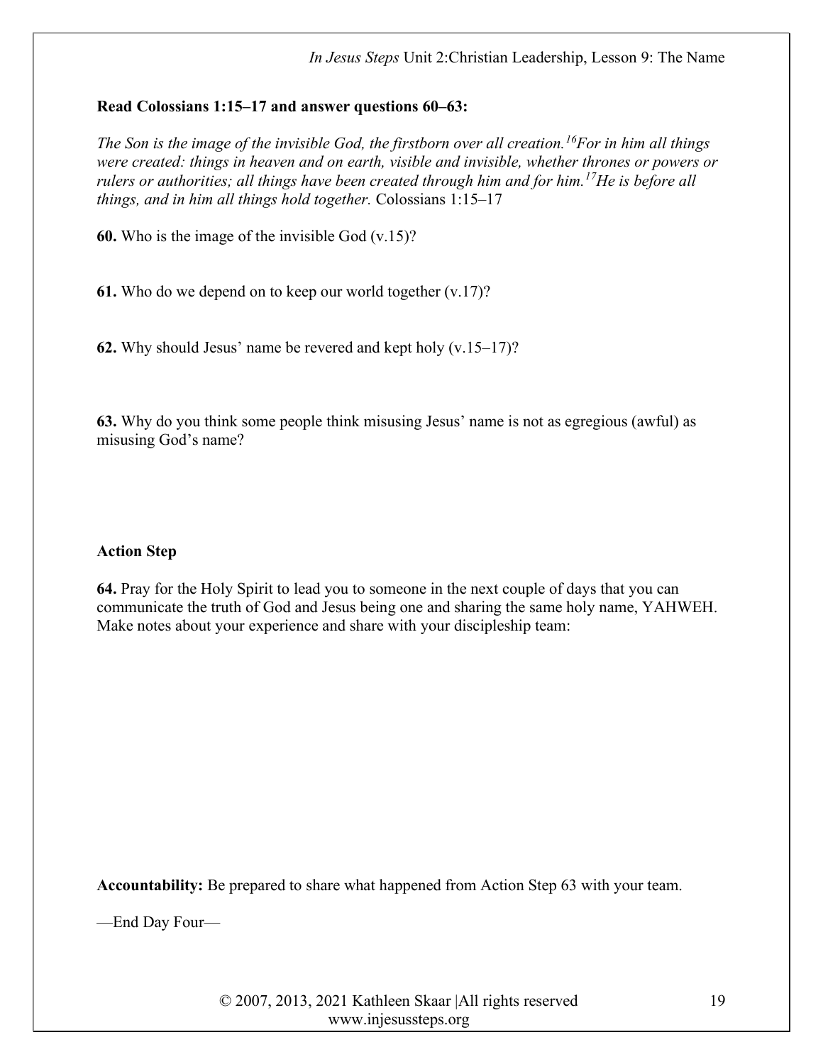**Read Colossians 1:15–17 and answer questions 60–63:**

*The Son is the image of the invisible God, the firstborn over all creation.[16]For in him all things were created: things in heaven and on earth, visible and invisible, whether thrones or powers or rulers or authorities; all things have been created through him and for him.[17]He is before all things, and in him all things hold together.* Colossians 1:15–17

**60.** Who is the image of the invisible God (v.15)?

**61.** Who do we depend on to keep our world together (v.17)?

**62.** Why should Jesus' name be revered and kept holy (v.15–17)?

**63.** Why do you think some people think misusing Jesus' name is not as egregious (awful) as misusing God's name?

**Action Step**

**64.** Pray for the Holy Spirit to lead you to someone in the next couple of days that you can communicate the truth of God and Jesus being one and sharing the same holy name, YAHWEH. Make notes about your experience and share with your discipleship team:

**Accountability:** Be prepared to share what happened from Action Step 63 with your team.

—End Day Four—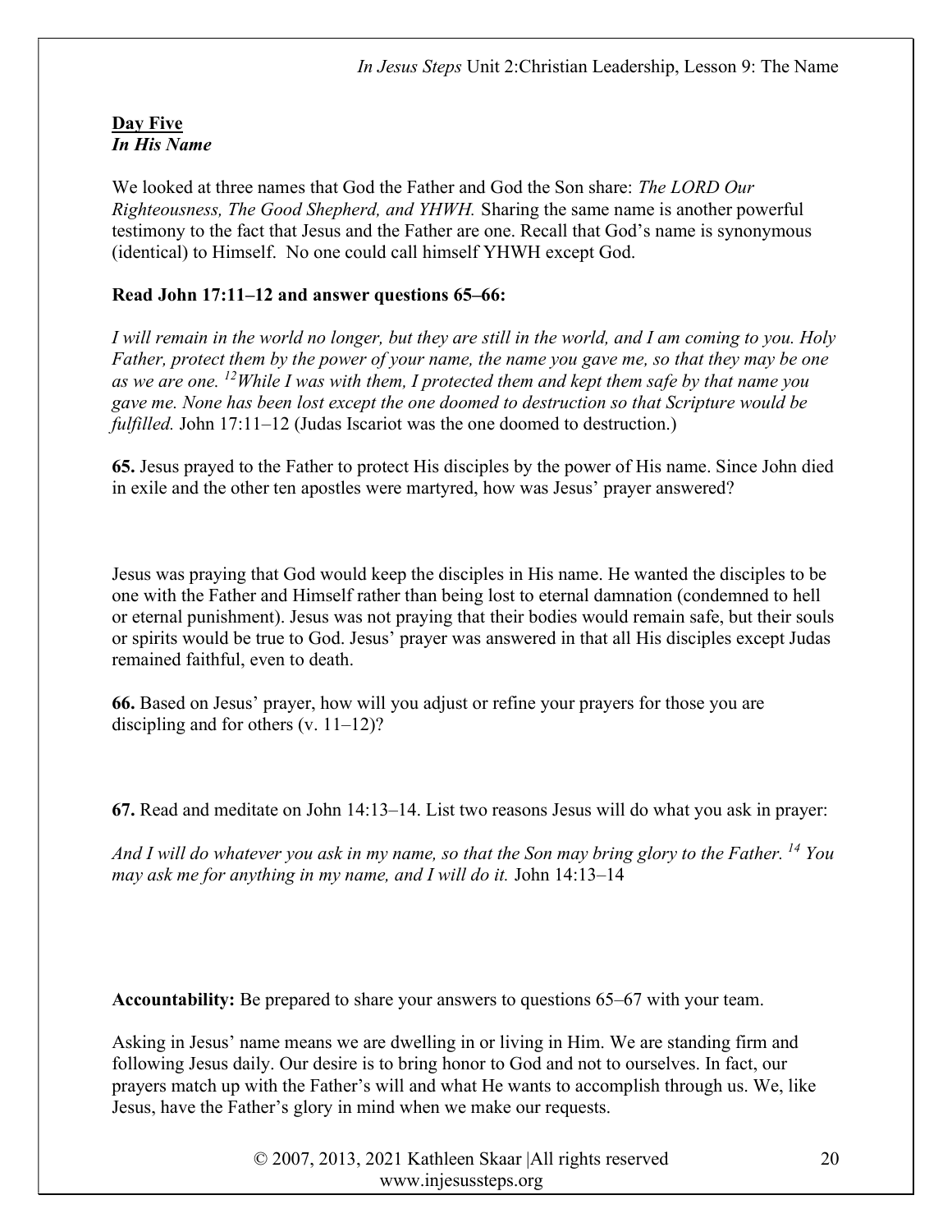**Day Five**
***In His Name***

We looked at three names that God the Father and God the Son share: *The LORD Our Righteousness, The Good Shepherd, and YHWH.* Sharing the same name is another powerful testimony to the fact that Jesus and the Father are one. Recall that God's name is synonymous (identical) to Himself. No one could call himself YHWH except God.

**Read John 17:11–12 and answer questions 65–66:**

*I will remain in the world no longer, but they are still in the world, and I am coming to you. Holy Father, protect them by the power of your name, the name you gave me, so that they may be one as we are one. 12 While I was with them, I protected them and kept them safe by that name you gave me. None has been lost except the one doomed to destruction so that Scripture would be fulfilled.* John 17:11–12 (Judas Iscariot was the one doomed to destruction.)

**65.** Jesus prayed to the Father to protect His disciples by the power of His name. Since John died in exile and the other ten apostles were martyred, how was Jesus' prayer answered?

Jesus was praying that God would keep the disciples in His name. He wanted the disciples to be one with the Father and Himself rather than being lost to eternal damnation (condemned to hell or eternal punishment). Jesus was not praying that their bodies would remain safe, but their souls or spirits would be true to God. Jesus' prayer was answered in that all His disciples except Judas remained faithful, even to death.

**66.** Based on Jesus' prayer, how will you adjust or refine your prayers for those you are discipling and for others (v. 11–12)?

**67.** Read and meditate on John 14:13–14. List two reasons Jesus will do what you ask in prayer:

*And I will do whatever you ask in my name, so that the Son may bring glory to the Father. 14 You may ask me for anything in my name, and I will do it.* John 14:13–14

**Accountability:** Be prepared to share your answers to questions 65–67 with your team.

Asking in Jesus' name means we are dwelling in or living in Him. We are standing firm and following Jesus daily. Our desire is to bring honor to God and not to ourselves. In fact, our prayers match up with the Father's will and what He wants to accomplish through us. We, like Jesus, have the Father's glory in mind when we make our requests.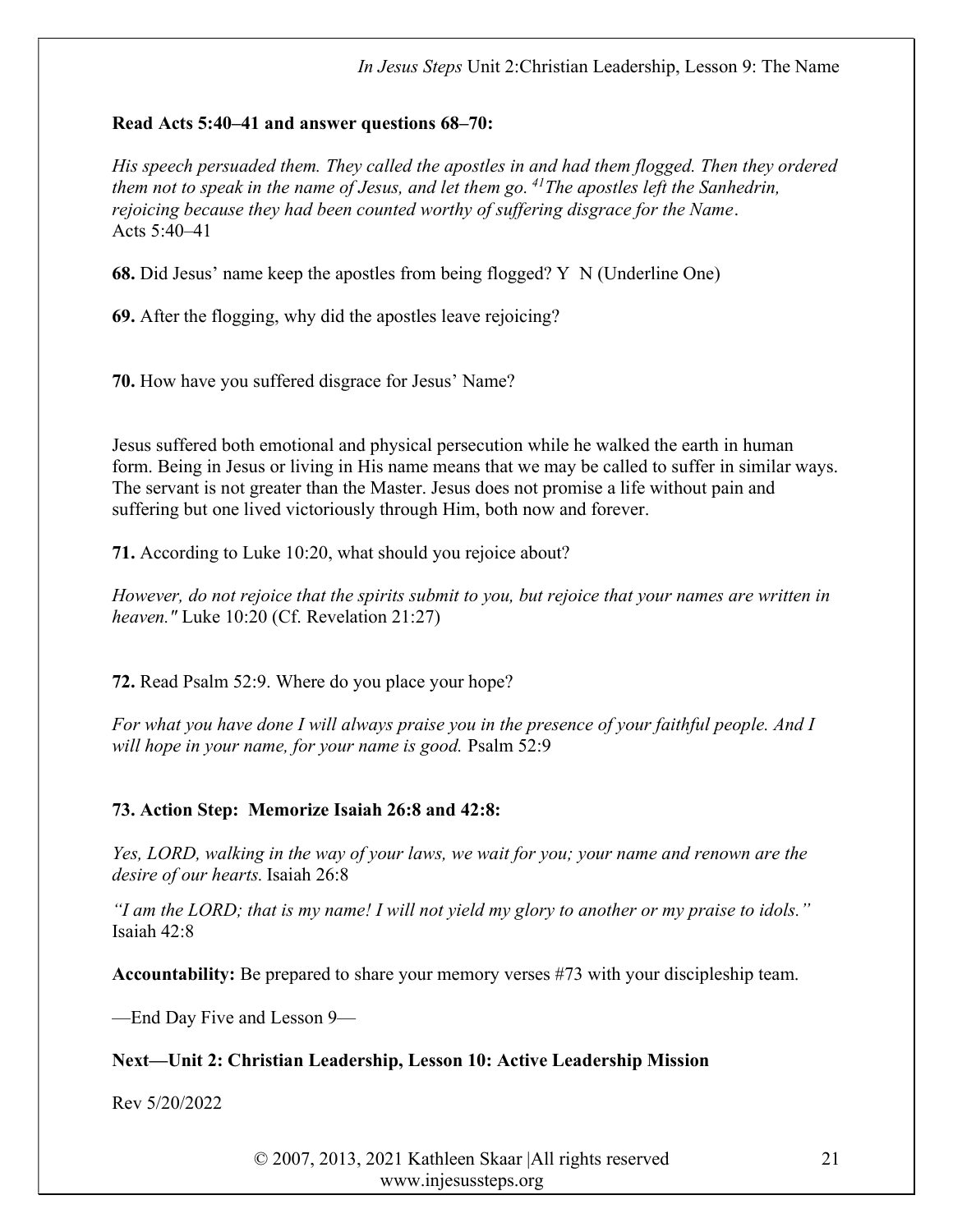**Read Acts 5:40–41 and answer questions 68–70:**

*His speech persuaded them. They called the apostles in and had them flogged. Then they ordered them not to speak in the name of Jesus, and let them go. [41]The apostles left the Sanhedrin, rejoicing because they had been counted worthy of suffering disgrace for the Name*.
Acts 5:40–41

**68.** Did Jesus' name keep the apostles from being flogged? Y N (Underline One)

**69.** After the flogging, why did the apostles leave rejoicing?

**70.** How have you suffered disgrace for Jesus' Name?

Jesus suffered both emotional and physical persecution while he walked the earth in human form. Being in Jesus or living in His name means that we may be called to suffer in similar ways. The servant is not greater than the Master. Jesus does not promise a life without pain and suffering but one lived victoriously through Him, both now and forever.

**71.** According to Luke 10:20, what should you rejoice about?

*However, do not rejoice that the spirits submit to you, but rejoice that your names are written in heaven."* Luke 10:20 (Cf. Revelation 21:27)

**72.** Read Psalm 52:9. Where do you place your hope?

*For what you have done I will always praise you in the presence of your faithful people. And I will hope in your name, for your name is good.* Psalm 52:9

**73. Action Step: Memorize Isaiah 26:8 and 42:8:**

*Yes, LORD, walking in the way of your laws, we wait for you; your name and renown are the desire of our hearts.* Isaiah 26:8

*"I am the LORD; that is my name! I will not yield my glory to another or my praise to idols."* Isaiah 42:8

**Accountability:** Be prepared to share your memory verses #73 with your discipleship team.

—End Day Five and Lesson 9—

**Next—Unit 2: Christian Leadership, Lesson 10: Active Leadership Mission**

Rev 5/20/2022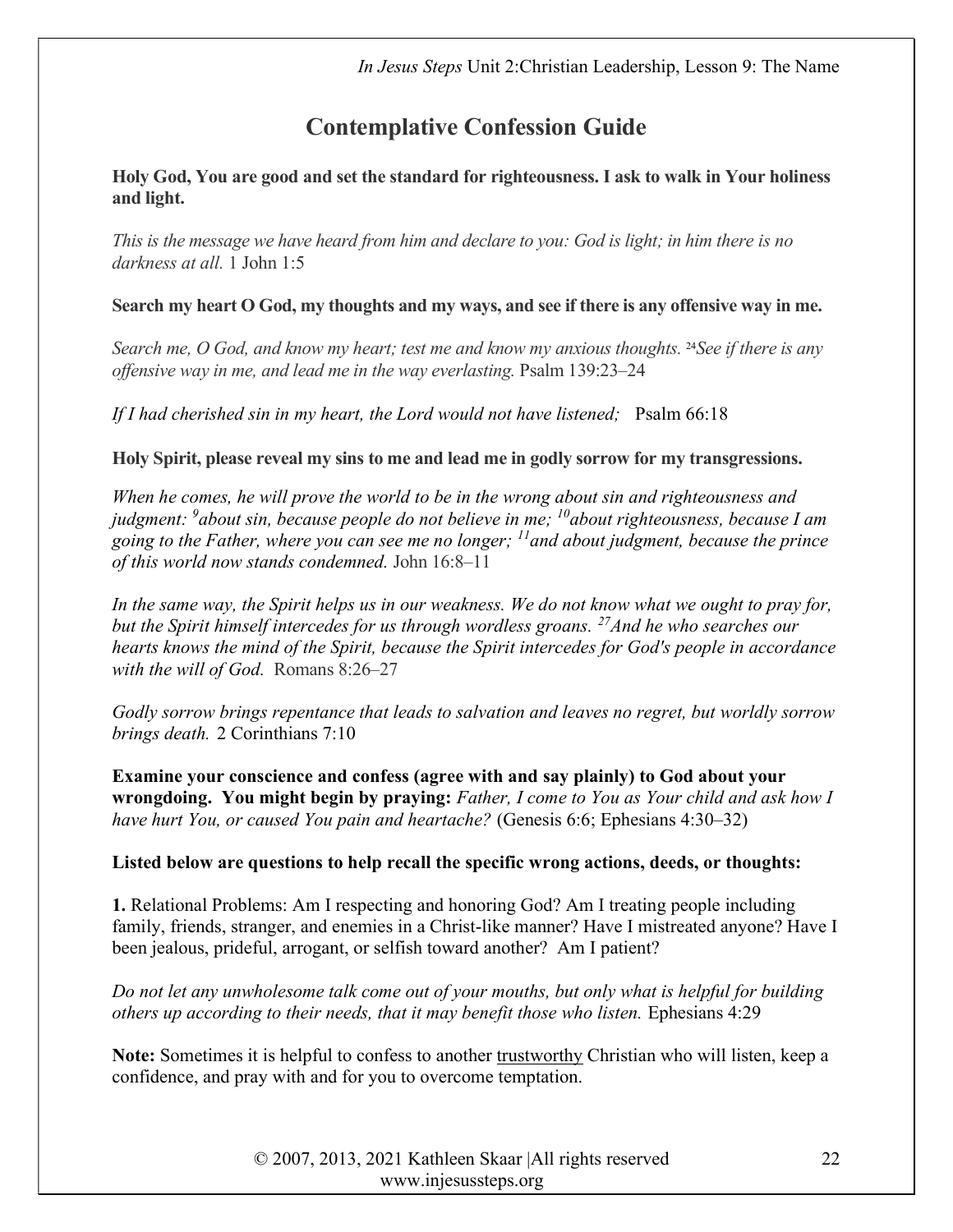# Contemplative Confession Guide

**Holy God, You are good and set the standard for righteousness. I ask to walk in Your holiness and light.**

*This is the message we have heard from him and declare to you: God is light; in him there is no darkness at all.* 1 John 1:5

**Search my heart O God, my thoughts and my ways, and see if there is any offensive way in me.**

*Search me, O God, and know my heart; test me and know my anxious thoughts.* [24]*See if there is any offensive way in me, and lead me in the way everlasting.* Psalm 139:23–24

*If I had cherished sin in my heart, the Lord would not have listened;* Psalm 66:18

**Holy Spirit, please reveal my sins to me and lead me in godly sorrow for my transgressions.**

*When he comes, he will prove the world to be in the wrong about sin and righteousness and judgment:* [9]*about sin, because people do not believe in me;* [10]*about righteousness, because I am going to the Father, where you can see me no longer;* [11]*and about judgment, because the prince of this world now stands condemned.* John 16:8–11

*In the same way, the Spirit helps us in our weakness. We do not know what we ought to pray for, but the Spirit himself intercedes for us through wordless groans.* [27]*And he who searches our hearts knows the mind of the Spirit, because the Spirit intercedes for God's people in accordance with the will of God.* Romans 8:26–27

*Godly sorrow brings repentance that leads to salvation and leaves no regret, but worldly sorrow brings death.* 2 Corinthians 7:10

**Examine your conscience and confess (agree with and say plainly) to God about your wrongdoing. You might begin by praying:** *Father, I come to You as Your child and ask how I have hurt You, or caused You pain and heartache?* (Genesis 6:6; Ephesians 4:30–32)

**Listed below are questions to help recall the specific wrong actions, deeds, or thoughts:**

**1.** Relational Problems: Am I respecting and honoring God? Am I treating people including family, friends, stranger, and enemies in a Christ-like manner? Have I mistreated anyone? Have I been jealous, prideful, arrogant, or selfish toward another? Am I patient?

*Do not let any unwholesome talk come out of your mouths, but only what is helpful for building others up according to their needs, that it may benefit those who listen.* Ephesians 4:29

**Note:** Sometimes it is helpful to confess to another trustworthy Christian who will listen, keep a confidence, and pray with and for you to overcome temptation.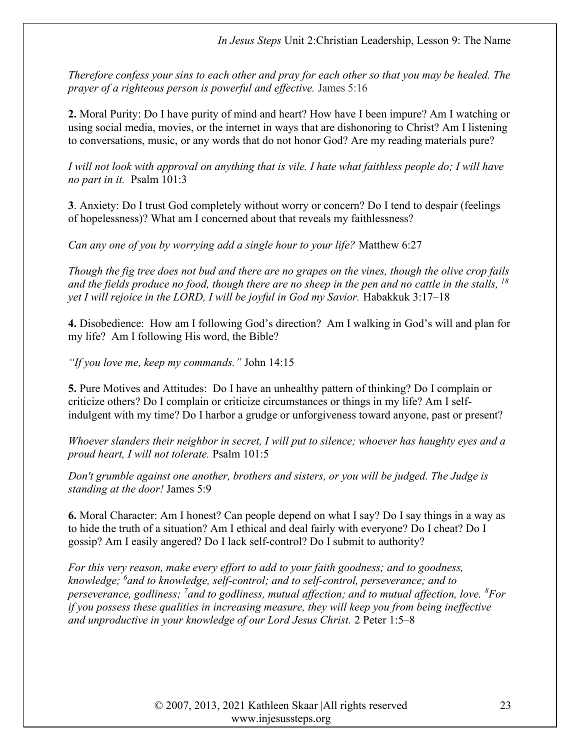*Therefore confess your sins to each other and pray for each other so that you may be healed. The prayer of a righteous person is powerful and effective.* James 5:16

**2.** Moral Purity: Do I have purity of mind and heart? How have I been impure? Am I watching or using social media, movies, or the internet in ways that are dishonoring to Christ? Am I listening to conversations, music, or any words that do not honor God? Are my reading materials pure?

*I will not look with approval on anything that is vile. I hate what faithless people do; I will have no part in it.* Psalm 101:3

**3**. Anxiety: Do I trust God completely without worry or concern? Do I tend to despair (feelings of hopelessness)? What am I concerned about that reveals my faithlessness?

*Can any one of you by worrying add a single hour to your life?* Matthew 6:27

*Though the fig tree does not bud and there are no grapes on the vines, though the olive crop fails and the fields produce no food, though there are no sheep in the pen and no cattle in the stalls, [18] yet I will rejoice in the LORD, I will be joyful in God my Savior.* Habakkuk 3:17–18

**4.** Disobedience: How am I following God's direction? Am I walking in God's will and plan for my life? Am I following His word, the Bible?

*"If you love me, keep my commands."* John 14:15

**5.** Pure Motives and Attitudes: Do I have an unhealthy pattern of thinking? Do I complain or criticize others? Do I complain or criticize circumstances or things in my life? Am I self-indulgent with my time? Do I harbor a grudge or unforgiveness toward anyone, past or present?

*Whoever slanders their neighbor in secret, I will put to silence; whoever has haughty eyes and a proud heart, I will not tolerate.* Psalm 101:5

*Don't grumble against one another, brothers and sisters, or you will be judged. The Judge is standing at the door!* James 5:9

**6.** Moral Character: Am I honest? Can people depend on what I say? Do I say things in a way as to hide the truth of a situation? Am I ethical and deal fairly with everyone? Do I cheat? Do I gossip? Am I easily angered? Do I lack self-control? Do I submit to authority?

*For this very reason, make every effort to add to your faith goodness; and to goodness, knowledge; [6]and to knowledge, self-control; and to self-control, perseverance; and to perseverance, godliness; [7]and to godliness, mutual affection; and to mutual affection, love. [8]For if you possess these qualities in increasing measure, they will keep you from being ineffective and unproductive in your knowledge of our Lord Jesus Christ.* 2 Peter 1:5–8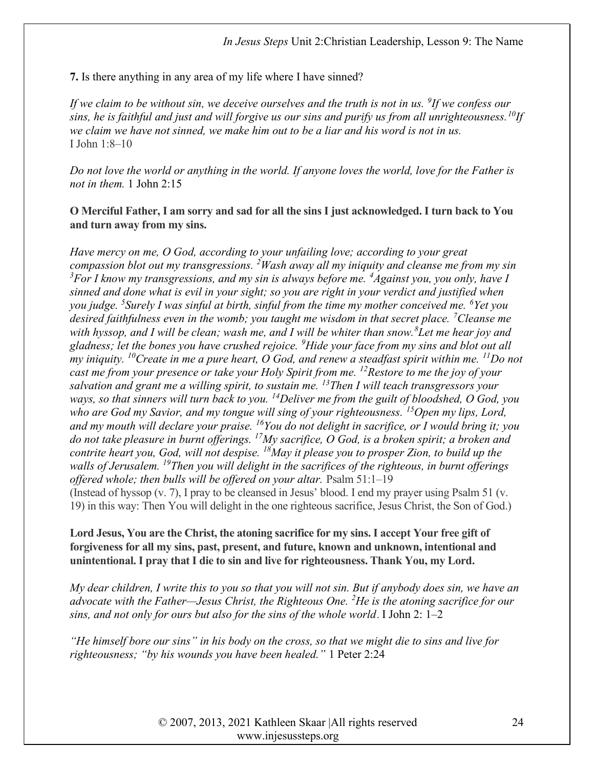**7.** Is there anything in any area of my life where I have sinned?

*If we claim to be without sin, we deceive ourselves and the truth is not in us. [9]If we confess our sins, he is faithful and just and will forgive us our sins and purify us from all unrighteousness.[10]If we claim we have not sinned, we make him out to be a liar and his word is not in us.*
I John 1:8–10

*Do not love the world or anything in the world. If anyone loves the world, love for the Father is not in them.* 1 John 2:15

**O Merciful Father, I am sorry and sad for all the sins I just acknowledged. I turn back to You and turn away from my sins.**

*Have mercy on me, O God, according to your unfailing love; according to your great compassion blot out my transgressions. [2]Wash away all my iniquity and cleanse me from my sin [3]For I know my transgressions, and my sin is always before me. [4]Against you, you only, have I sinned and done what is evil in your sight; so you are right in your verdict and justified when you judge. [5]Surely I was sinful at birth, sinful from the time my mother conceived me. [6]Yet you desired faithfulness even in the womb; you taught me wisdom in that secret place. [7]Cleanse me with hyssop, and I will be clean; wash me, and I will be whiter than snow.[8]Let me hear joy and gladness; let the bones you have crushed rejoice. [9]Hide your face from my sins and blot out all my iniquity. [10]Create in me a pure heart, O God, and renew a steadfast spirit within me. [11]Do not cast me from your presence or take your Holy Spirit from me. [12]Restore to me the joy of your salvation and grant me a willing spirit, to sustain me. [13]Then I will teach transgressors your ways, so that sinners will turn back to you. [14]Deliver me from the guilt of bloodshed, O God, you who are God my Savior, and my tongue will sing of your righteousness. [15]Open my lips, Lord, and my mouth will declare your praise. [16]You do not delight in sacrifice, or I would bring it; you do not take pleasure in burnt offerings. [17]My sacrifice, O God, is a broken spirit; a broken and contrite heart you, God, will not despise. [18]May it please you to prosper Zion, to build up the walls of Jerusalem. [19]Then you will delight in the sacrifices of the righteous, in burnt offerings offered whole; then bulls will be offered on your altar.* Psalm 51:1–19
(Instead of hyssop (v. 7), I pray to be cleansed in Jesus' blood. I end my prayer using Psalm 51 (v. 19) in this way: Then You will delight in the one righteous sacrifice, Jesus Christ, the Son of God.)

**Lord Jesus, You are the Christ, the atoning sacrifice for my sins. I accept Your free gift of forgiveness for all my sins, past, present, and future, known and unknown, intentional and unintentional. I pray that I die to sin and live for righteousness. Thank You, my Lord.**

*My dear children, I write this to you so that you will not sin. But if anybody does sin, we have an advocate with the Father—Jesus Christ, the Righteous One. [2]He is the atoning sacrifice for our sins, and not only for ours but also for the sins of the whole world*. I John 2: 1–2

*"He himself bore our sins" in his body on the cross, so that we might die to sins and live for righteousness; "by his wounds you have been healed."* 1 Peter 2:24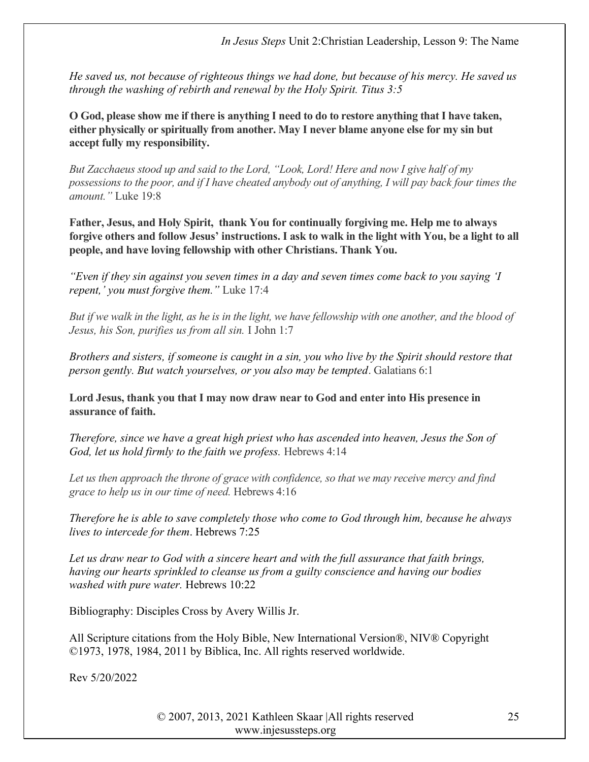*He saved us, not because of righteous things we had done, but because of his mercy. He saved us through the washing of rebirth and renewal by the Holy Spirit. Titus 3:5*

**O God, please show me if there is anything I need to do to restore anything that I have taken, either physically or spiritually from another. May I never blame anyone else for my sin but accept fully my responsibility.**

*But Zacchaeus stood up and said to the Lord, "Look, Lord! Here and now I give half of my possessions to the poor, and if I have cheated anybody out of anything, I will pay back four times the amount."* Luke 19:8

**Father, Jesus, and Holy Spirit, thank You for continually forgiving me. Help me to always forgive others and follow Jesus' instructions. I ask to walk in the light with You, be a light to all people, and have loving fellowship with other Christians. Thank You.**

*"Even if they sin against you seven times in a day and seven times come back to you saying 'I repent,' you must forgive them."* Luke 17:4

*But if we walk in the light, as he is in the light, we have fellowship with one another, and the blood of Jesus, his Son, purifies us from all sin.* I John 1:7

*Brothers and sisters, if someone is caught in a sin, you who live by the Spirit should restore that person gently. But watch yourselves, or you also may be tempted*. Galatians 6:1

**Lord Jesus, thank you that I may now draw near to God and enter into His presence in assurance of faith.**

*Therefore, since we have a great high priest who has ascended into heaven, Jesus the Son of God, let us hold firmly to the faith we profess.* Hebrews 4:14

*Let us then approach the throne of grace with confidence, so that we may receive mercy and find grace to help us in our time of need.* Hebrews 4:16

*Therefore he is able to save completely those who come to God through him, because he always lives to intercede for them*. Hebrews 7:25

*Let us draw near to God with a sincere heart and with the full assurance that faith brings, having our hearts sprinkled to cleanse us from a guilty conscience and having our bodies washed with pure water.* Hebrews 10:22

Bibliography: Disciples Cross by Avery Willis Jr.

All Scripture citations from the Holy Bible, New International Version®, NIV® Copyright ©1973, 1978, 1984, 2011 by Biblica, Inc. All rights reserved worldwide.

Rev 5/20/2022